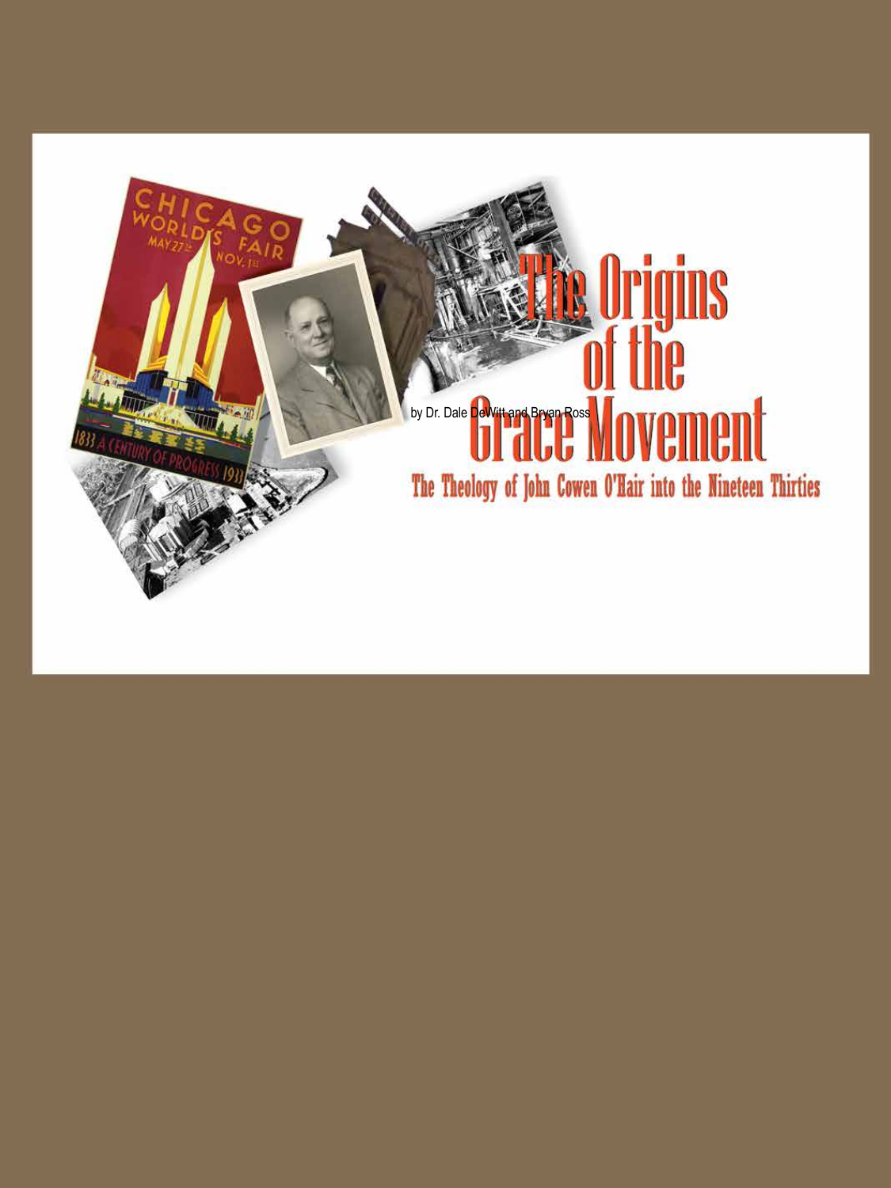# The Origins of the Grace Movement

## The Theology of John Cowen O'Hair into the Nineteen Thirties

by Dr. Dale DeWitt and Bryan Ross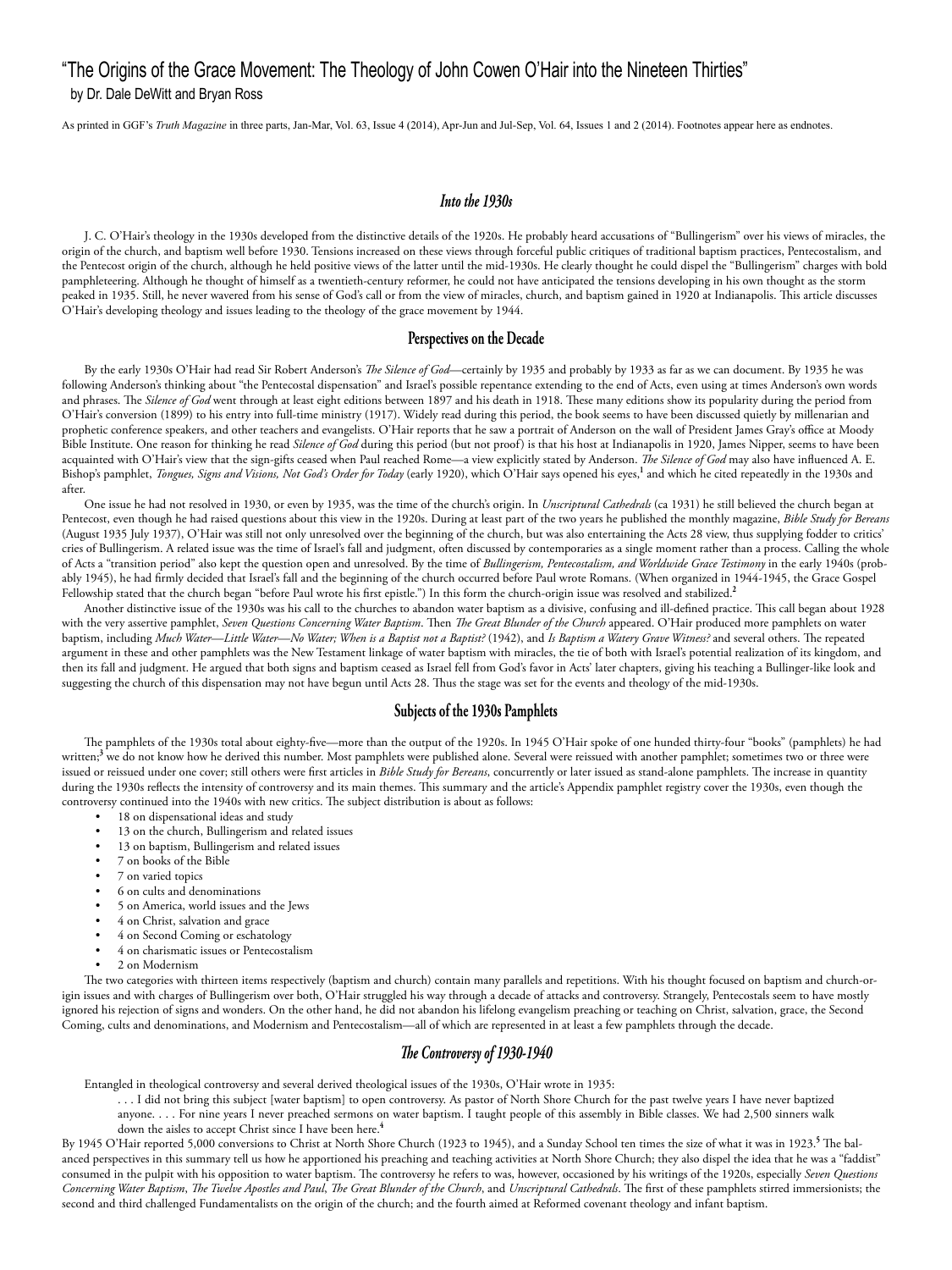# "The Origins of the Grace Movement: The Theology of John Cowen O'Hair into the Nineteen Thirties"

by Dr. Dale DeWitt and Bryan Ross

As printed in GGF's *Truth Magazine* in three parts, Jan-Mar, Vol. 63, Issue 4 (2014), Apr-Jun and Jul-Sep, Vol. 64, Issues 1 and 2 (2014). Footnotes appear here as endnotes.

## *Into the 1930s*

J. C. O'Hair's theology in the 1930s developed from the distinctive details of the 1920s. He probably heard accusations of "Bullingerism" over his views of miracles, the origin of the church, and baptism well before 1930. Tensions increased on these views through forceful public critiques of traditional baptism practices, Pentecostalism, and the Pentecost origin of the church, although he held positive views of the latter until the mid-1930s. He clearly thought he could dispel the "Bullingerism" charges with bold pamphleteering. Although he thought of himself as a twentieth-century reformer, he could not have anticipated the tensions developing in his own thought as the storm peaked in 1935. Still, he never wavered from his sense of God's call or from the view of miracles, church, and baptism gained in 1920 at Indianapolis. This article discusses O'Hair's developing theology and issues leading to the theology of the grace movement by 1944.

## Perspectives on the Decade

By the early 1930s O'Hair had read Sir Robert Anderson's *The Silence of God*—certainly by 1935 and probably by 1933 as far as we can document. By 1935 he was following Anderson's thinking about "the Pentecostal dispensation" and Israel's possible repentance extending to the end of Acts, even using at times Anderson's own words and phrases. The *Silence of God* went through at least eight editions between 1897 and his death in 1918. These many editions show its popularity during the period from O'Hair's conversion (1899) to his entry into full-time ministry (1917). Widely read during this period, the book seems to have been discussed quietly by millenarian and prophetic conference speakers, and other teachers and evangelists. O'Hair reports that he saw a portrait of Anderson on the wall of President James Gray's office at Moody Bible Institute. One reason for thinking he read *Silence of God* during this period (but not proof) is that his host at Indianapolis in 1920, James Nipper, seems to have been acquainted with O'Hair's view that the sign-gifts ceased when Paul reached Rome—a view explicitly stated by Anderson. *The Silence of God* may also have influenced A. E. Bishop's pamphlet, *Tongues, Signs and Visions, Not God's Order for Today* (early 1920), which O'Hair says opened his eyes,[1] and which he cited repeatedly in the 1930s and after.

One issue he had not resolved in 1930, or even by 1935, was the time of the church's origin. In *Unscriptural Cathedrals* (ca 1931) he still believed the church began at Pentecost, even though he had raised questions about this view in the 1920s. During at least part of the two years he published the monthly magazine, *Bible Study for Bereans* (August 1935 July 1937), O'Hair was still not only unresolved over the beginning of the church, but was also entertaining the Acts 28 view, thus supplying fodder to critics' cries of Bullingerism. A related issue was the time of Israel's fall and judgment, often discussed by contemporaries as a single moment rather than a process. Calling the whole of Acts a "transition period" also kept the question open and unresolved. By the time of *Bullingerism, Pentecostalism, and Worldwide Grace Testimony* in the early 1940s (probably 1945), he had firmly decided that Israel's fall and the beginning of the church occurred before Paul wrote Romans. (When organized in 1944-1945, the Grace Gospel Fellowship stated that the church began "before Paul wrote his first epistle.") In this form the church-origin issue was resolved and stabilized.[2]

Another distinctive issue of the 1930s was his call to the churches to abandon water baptism as a divisive, confusing and ill-defined practice. This call began about 1928 with the very assertive pamphlet, *Seven Questions Concerning Water Baptism*. Then *The Great Blunder of the Church* appeared. O'Hair produced more pamphlets on water baptism, including *Much Water—Little Water—No Water; When is a Baptist not a Baptist?* (1942), and *Is Baptism a Watery Grave Witness?* and several others. The repeated argument in these and other pamphlets was the New Testament linkage of water baptism with miracles, the tie of both with Israel's potential realization of its kingdom, and then its fall and judgment. He argued that both signs and baptism ceased as Israel fell from God's favor in Acts' later chapters, giving his teaching a Bullinger-like look and suggesting the church of this dispensation may not have begun until Acts 28. Thus the stage was set for the events and theology of the mid-1930s.

## Subjects of the 1930s Pamphlets

The pamphlets of the 1930s total about eighty-five—more than the output of the 1920s. In 1945 O'Hair spoke of one hunded thirty-four "books" (pamphlets) he had written;[3] we do not know how he derived this number. Most pamphlets were published alone. Several were reissued with another pamphlet; sometimes two or three were issued or reissued under one cover; still others were first articles in *Bible Study for Bereans*, concurrently or later issued as stand-alone pamphlets. The increase in quantity during the 1930s reflects the intensity of controversy and its main themes. This summary and the article's Appendix pamphlet registry cover the 1930s, even though the controversy continued into the 1940s with new critics. The subject distribution is about as follows:

- 18 on dispensational ideas and study
- 13 on the church, Bullingerism and related issues
- 13 on baptism, Bullingerism and related issues
- 7 on books of the Bible
- 7 on varied topics
- 6 on cults and denominations
- 5 on America, world issues and the Jews
- 4 on Christ, salvation and grace
- 4 on Second Coming or eschatology
- 4 on charismatic issues or Pentecostalism
- 2 on Modernism

The two categories with thirteen items respectively (baptism and church) contain many parallels and repetitions. With his thought focused on baptism and church-origin issues and with charges of Bullingerism over both, O'Hair struggled his way through a decade of attacks and controversy. Strangely, Pentecostals seem to have mostly ignored his rejection of signs and wonders. On the other hand, he did not abandon his lifelong evangelism preaching or teaching on Christ, salvation, grace, the Second Coming, cults and denominations, and Modernism and Pentecostalism—all of which are represented in at least a few pamphlets through the decade.

## *The Controversy of 1930-1940*

Entangled in theological controversy and several derived theological issues of the 1930s, O'Hair wrote in 1935:

> . . . I did not bring this subject [water baptism] to open controversy. As pastor of North Shore Church for the past twelve years I have never baptized anyone. . . . For nine years I never preached sermons on water baptism. I taught people of this assembly in Bible classes. We had 2,500 sinners walk down the aisles to accept Christ since I have been here.[4]

By 1945 O'Hair reported 5,000 conversions to Christ at North Shore Church (1923 to 1945), and a Sunday School ten times the size of what it was in 1923.[5] The balanced perspectives in this summary tell us how he apportioned his preaching and teaching activities at North Shore Church; they also dispel the idea that he was a "faddist" consumed in the pulpit with his opposition to water baptism. The controversy he refers to was, however, occasioned by his writings of the 1920s, especially *Seven Questions Concerning Water Baptism*, *The Twelve Apostles and Paul*, *The Great Blunder of the Church*, and *Unscriptural Cathedrals*. The first of these pamphlets stirred immersionists; the second and third challenged Fundamentalists on the origin of the church; and the fourth aimed at Reformed covenant theology and infant baptism.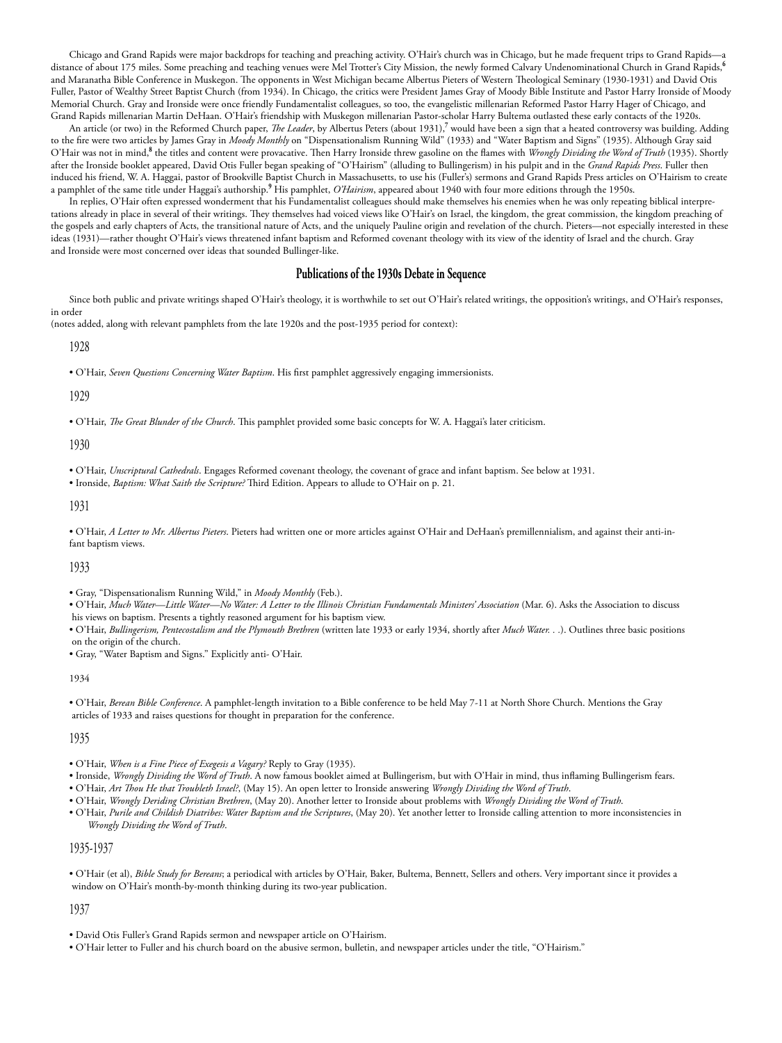Chicago and Grand Rapids were major backdrops for teaching and preaching activity. O'Hair's church was in Chicago, but he made frequent trips to Grand Rapids—a distance of about 175 miles. Some preaching and teaching venues were Mel Trotter's City Mission, the newly formed Calvary Undenominational Church in Grand Rapids,[6] and Maranatha Bible Conference in Muskegon. The opponents in West Michigan became Albertus Pieters of Western Theological Seminary (1930-1931) and David Otis Fuller, Pastor of Wealthy Street Baptist Church (from 1934). In Chicago, the critics were President James Gray of Moody Bible Institute and Pastor Harry Ironside of Moody Memorial Church. Gray and Ironside were once friendly Fundamentalist colleagues, so too, the evangelistic millenarian Reformed Pastor Harry Hager of Chicago, and Grand Rapids millenarian Martin DeHaan. O'Hair's friendship with Muskegon millenarian Pastor-scholar Harry Bultema outlasted these early contacts of the 1920s.

An article (or two) in the Reformed Church paper, *The Leader*, by Albertus Peters (about 1931),[7] would have been a sign that a heated controversy was building. Adding to the fire were two articles by James Gray in *Moody Monthly* on "Dispensationalism Running Wild" (1933) and "Water Baptism and Signs" (1935). Although Gray said O'Hair was not in mind,[8] the titles and content were provacative. Then Harry Ironside threw gasoline on the flames with *Wrongly Dividing the Word of Truth* (1935). Shortly after the Ironside booklet appeared, David Otis Fuller began speaking of "O'Hairism" (alluding to Bullingerism) in his pulpit and in the *Grand Rapids Press*. Fuller then induced his friend, W. A. Haggai, pastor of Brookville Baptist Church in Massachusetts, to use his (Fuller's) sermons and Grand Rapids Press articles on O'Hairism to create a pamphlet of the same title under Haggai's authorship.[9] His pamphlet, *O'Hairism*, appeared about 1940 with four more editions through the 1950s.

In replies, O'Hair often expressed wonderment that his Fundamentalist colleagues should make themselves his enemies when he was only repeating biblical interpretations already in place in several of their writings. They themselves had voiced views like O'Hair's on Israel, the kingdom, the great commission, the kingdom preaching of the gospels and early chapters of Acts, the transitional nature of Acts, and the uniquely Pauline origin and revelation of the church. Pieters—not especially interested in these ideas (1931)—rather thought O'Hair's views threatened infant baptism and Reformed covenant theology with its view of the identity of Israel and the church. Gray and Ironside were most concerned over ideas that sounded Bullinger-like.

## Publications of the 1930s Debate in Sequence

Since both public and private writings shaped O'Hair's theology, it is worthwhile to set out O'Hair's related writings, the opposition's writings, and O'Hair's responses, in order
(notes added, along with relevant pamphlets from the late 1920s and the post-1935 period for context):

### 1928

- O'Hair, *Seven Questions Concerning Water Baptism*. His first pamphlet aggressively engaging immersionists.

### 1929

- O'Hair, *The Great Blunder of the Church*. This pamphlet provided some basic concepts for W. A. Haggai's later criticism.

### 1930

- O'Hair, *Unscriptural Cathedrals*. Engages Reformed covenant theology, the covenant of grace and infant baptism. See below at 1931.
- Ironside, *Baptism: What Saith the Scripture?* Third Edition. Appears to allude to O'Hair on p. 21.

### 1931

- O'Hair, *A Letter to Mr. Albertus Pieters*. Pieters had written one or more articles against O'Hair and DeHaan's premillennialism, and against their anti-infant baptism views.

### 1933

- Gray, "Dispensationalism Running Wild," in *Moody Monthly* (Feb.).
- O'Hair, *Much Water—Little Water—No Water: A Letter to the Illinois Christian Fundamentals Ministers' Association* (Mar. 6). Asks the Association to discuss his views on baptism. Presents a tightly reasoned argument for his baptism view.
- O'Hair, *Bullingerism, Pentecostalism and the Plymouth Brethren* (written late 1933 or early 1934, shortly after *Much Water. . .*). Outlines three basic positions on the origin of the church.
- Gray, "Water Baptism and Signs." Explicitly anti- O'Hair.

### 1934

- O'Hair, *Berean Bible Conference*. A pamphlet-length invitation to a Bible conference to be held May 7-11 at North Shore Church. Mentions the Gray articles of 1933 and raises questions for thought in preparation for the conference.

### 1935

- O'Hair, *When is a Fine Piece of Exegesis a Vagary?* Reply to Gray (1935).
- Ironside, *Wrongly Dividing the Word of Truth*. A now famous booklet aimed at Bullingerism, but with O'Hair in mind, thus inflaming Bullingerism fears.
- O'Hair, *Art Thou He that Troubleth Israel?*, (May 15). An open letter to Ironside answering *Wrongly Dividing the Word of Truth*.
- O'Hair, *Wrongly Deriding Christian Brethren*, (May 20). Another letter to Ironside about problems with *Wrongly Dividing the Word of Truth*.
- O'Hair, *Purile and Childish Diatribes: Water Baptism and the Scriptures*, (May 20). Yet another letter to Ironside calling attention to more inconsistencies in *Wrongly Dividing the Word of Truth*.

### 1935-1937

- O'Hair (et al), *Bible Study for Bereans*; a periodical with articles by O'Hair, Baker, Bultema, Bennett, Sellers and others. Very important since it provides a window on O'Hair's month-by-month thinking during its two-year publication.

### 1937

- David Otis Fuller's Grand Rapids sermon and newspaper article on O'Hairism.
- O'Hair letter to Fuller and his church board on the abusive sermon, bulletin, and newspaper articles under the title, "O'Hairism."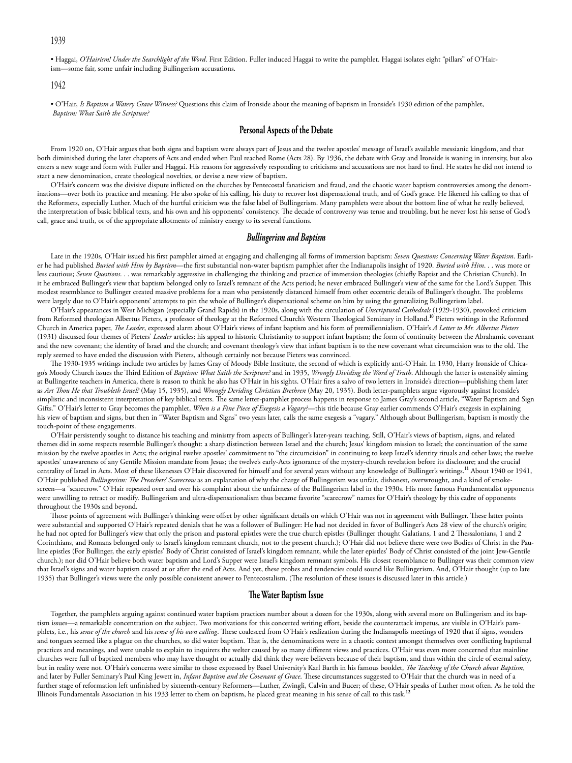1939

- Haggai, *O'Hairism! Under the Searchlight of the Word*. First Edition. Fuller induced Haggai to write the pamphlet. Haggai isolates eight "pillars" of O'Hairism—some fair, some unfair including Bullingerism accusations.

1942

- O'Hair, *Is Baptism a Watery Grave Witness?* Questions this claim of Ironside about the meaning of baptism in Ironside's 1930 edition of the pamphlet, *Baptism: What Saith the Scripture?*

## Personal Aspects of the Debate

From 1920 on, O'Hair argues that both signs and baptism were always part of Jesus and the twelve apostles' message of Israel's available messianic kingdom, and that both diminished during the later chapters of Acts and ended when Paul reached Rome (Acts 28). By 1936, the debate with Gray and Ironside is waning in intensity, but also enters a new stage and form with Fuller and Haggai. His reasons for aggressively responding to criticisms and accusations are not hard to find. He states he did not intend to start a new denomination, create theological novelties, or devise a new view of baptism.

O'Hair's concern was the divisive dispute inflicted on the churches by Pentecostal fanaticism and fraud, and the chaotic water baptism controversies among the denominations—over both its practice and meaning. He also spoke of his calling, his duty to recover lost dispensational truth, and of God's grace. He likened his calling to that of the Reformers, especially Luther. Much of the hurtful criticism was the false label of Bullingerism. Many pamphlets were about the bottom line of what he really believed, the interpretation of basic biblical texts, and his own and his opponents' consistency. The decade of controversy was tense and troubling, but he never lost his sense of God's call, grace and truth, or of the appropriate allotments of ministry energy to its several functions.

## *Bullingerism and Baptism*

Late in the 1920s, O'Hair issued his first pamphlet aimed at engaging and challenging all forms of immersion baptism: *Seven Questions Concerning Water Baptism*. Earlier he had published *Buried with Him by Baptism*—the first substantial non-water baptism pamphlet after the Indianapolis insight of 1920. *Buried with Him*. . . was more or less cautious; *Seven Questions*. . . was remarkably aggressive in challenging the thinking and practice of immersion theologies (chiefly Baptist and the Christian Church). In it he embraced Bullinger's view that baptism belonged only to Israel's remnant of the Acts period; he never embraced Bullinger's view of the same for the Lord's Supper. This modest resemblance to Bullinger created massive problems for a man who persistently distanced himself from other eccentric details of Bullinger's thought. The problems were largely due to O'Hair's opponents' attempts to pin the whole of Bullinger's dispensational scheme on him by using the generalizing Bullingerism label.

O'Hair's appearances in West Michigan (especially Grand Rapids) in the 1920s, along with the circulation of *Unscriptural Cathedrals* (1929-1930), provoked criticism from Reformed theologian Albertus Pieters, a professor of theology at the Reformed Church's Western Theological Seminary in Holland.[10] Pieters writings in the Reformed Church in America paper, *The Leader*, expressed alarm about O'Hair's views of infant baptism and his form of premillennialism. O'Hair's *A Letter to Mr. Albertus Pieters* (1931) discussed four themes of Pieters' *Leader* articles: his appeal to historic Christianity to support infant baptism; the form of continuity between the Abrahamic covenant and the new covenant; the identity of Israel and the church; and covenant theology's view that infant baptism is to the new covenant what circumcision was to the old. The reply seemed to have ended the discussion with Pieters, although certainly not because Pieters was convinced.

The 1930-1935 writings include two articles by James Gray of Moody Bible Institute, the second of which is explicitly anti-O'Hair. In 1930, Harry Ironside of Chicago's Moody Church issues the Third Edition of *Baptism: What Saith the Scripture?* and in 1935, *Wrongly Dividing the Word of Truth*. Although the latter is ostensibly aiming at Bullingerite teachers in America, there is reason to think he also has O'Hair in his sights. O'Hair fires a salvo of two letters in Ironside's direction—publishing them later as *Art Thou He that Troubleth Israel?* (May 15, 1935), and *Wrongly Deriding Christian Brethren* (May 20, 1935). Both letter-pamphlets argue vigorously against Ironside's simplistic and inconsistent interpretation of key biblical texts. The same letter-pamphlet process happens in response to James Gray's second article, "Water Baptism and Sign Gifts." O'Hair's letter to Gray becomes the pamphlet, *When is a Fine Piece of Exegesis a Vagary?*—this title because Gray earlier commends O'Hair's exegesis in explaining his view of baptism and signs, but then in "Water Baptism and Signs" two years later, calls the same exegesis a "vagary." Although about Bullingerism, baptism is mostly the touch-point of these engagements.

O'Hair persistently sought to distance his teaching and ministry from aspects of Bullinger's later-years teaching. Still, O'Hair's views of baptism, signs, and related themes did in some respects resemble Bullinger's thought: a sharp distinction between Israel and the church; Jesus' kingdom mission to Israel; the continuation of the same mission by the twelve apostles in Acts; the original twelve apostles' commitment to "the circumcision" in continuing to keep Israel's identity rituals and other laws; the twelve apostles' unawareness of any Gentile Mission mandate from Jesus; the twelve's early-Acts ignorance of the mystery-church revelation before its disclosure; and the crucial centrality of Israel in Acts. Most of these likenesses O'Hair discovered for himself and for several years without any knowledge of Bullinger's writings.[11] About 1940 or 1941, O'Hair published *Bullingerism: The Preachers' Scarecrow* as an explanation of why the charge of Bullingerism was unfair, dishonest, overwrought, and a kind of smokescreen—a "scarecrow." O'Hair repeated over and over his complaint about the unfairness of the Bullingerism label in the 1930s. His more famous Fundamentalist opponents were unwilling to retract or modify. Bullingerism and ultra-dispensationalism thus became favorite "scarecrow" names for O'Hair's theology by this cadre of opponents throughout the 1930s and beyond.

Those points of agreement with Bullinger's thinking were offset by other significant details on which O'Hair was not in agreement with Bullinger. These latter points were substantial and supported O'Hair's repeated denials that he was a follower of Bullinger: He had not decided in favor of Bullinger's Acts 28 view of the church's origin; he had not opted for Bullinger's view that only the prison and pastoral epistles were the true church epistles (Bullinger thought Galatians, 1 and 2 Thessalonians, 1 and 2 Corinthians, and Romans belonged only to Israel's kingdom remnant church, not to the present church.); O'Hair did not believe there were two Bodies of Christ in the Pauline epistles (For Bullinger, the early epistles' Body of Christ consisted of Israel's kingdom remnant, while the later epistles' Body of Christ consisted of the joint Jew-Gentile church.); nor did O'Hair believe both water baptism and Lord's Supper were Israel's kingdom remnant symbols. His closest resemblance to Bullinger was their common view that Israel's signs and water baptism ceased at or after the end of Acts. And yet, these probes and tendencies could sound like Bullingerism. And, O'Hair thought (up to late 1935) that Bullinger's views were the only possible consistent answer to Pentecostalism. (The resolution of these issues is discussed later in this article.)

## The Water Baptism Issue

Together, the pamphlets arguing against continued water baptism practices number about a dozen for the 1930s, along with several more on Bullingerism and its baptism issues—a remarkable concentration on the subject. Two motivations for this concerted writing effort, beside the counterattack impetus, are visible in O'Hair's pamphlets, i.e., his *sense of the church* and his *sense of his own calling*. These coalesced from O'Hair's realization during the Indianapolis meetings of 1920 that if signs, wonders and tongues seemed like a plague on the churches, so did water baptism. That is, the denominations were in a chaotic contest amongst themselves over conflicting baptismal practices and meanings, and were unable to explain to inquirers the welter caused by so many different views and practices. O'Hair was even more concerned that mainline churches were full of baptized members who may have thought or actually did think they were believers because of their baptism, and thus within the circle of eternal safety, but in reality were not. O'Hair's concerns were similar to those expressed by Basel University's Karl Barth in his famous booklet, *The Teaching of the Church about Baptism*, and later by Fuller Seminary's Paul King Jewett in, *Infant Baptism and the Covenant of Grace*. These circumstances suggested to O'Hair that the church was in need of a further stage of reformation left unfinished by sixteenth-century Reformers—Luther, Zwingli, Calvin and Bucer; of these, O'Hair speaks of Luther most often. As he told the Illinois Fundamentals Association in his 1933 letter to them on baptism, he placed great meaning in his sense of call to this task.[12]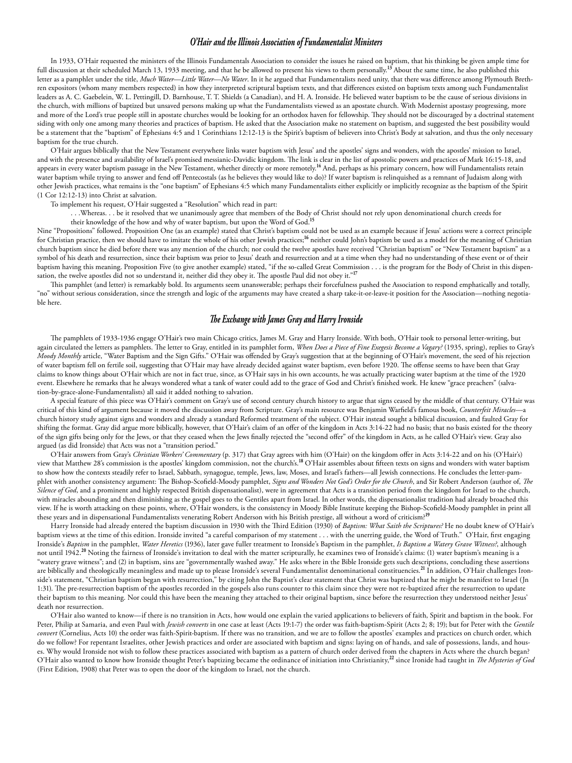## *O'Hair and the Illinois Association of Fundamentalist Ministers*

In 1933, O'Hair requested the ministers of the Illinois Fundamentals Association to consider the issues he raised on baptism, that his thinking be given ample time for full discussion at their scheduled March 13, 1933 meeting, and that he be allowed to present his views to them personally.[13] About the same time, he also published this letter as a pamphlet under the title, *Much Water—Little Water—No Water*. In it he argued that Fundamentalists need unity, that there was difference among Plymouth Brethren expositors (whom many members respected) in how they interpreted scriptural baptism texts, and that differences existed on baptism texts among such Fundamentalist leaders as A. C. Gaebelein, W. L. Pettingill, D. Barnhouse, T. T. Shields (a Canadian), and H. A. Ironside. He believed water baptism to be the cause of serious divisions in the church, with millions of baptized but unsaved persons making up what the Fundamentalists viewed as an apostate church. With Modernist apostasy progressing, more and more of the Lord's true people still in apostate churches would be looking for an orthodox haven for fellowship. They should not be discouraged by a doctrinal statement siding with only one among many theories and practices of baptism. He asked that the Association make no statement on baptism, and suggested the best possibility would be a statement that the "baptism" of Ephesians 4:5 and 1 Corinthians 12:12-13 is the Spirit's baptism of believers into Christ's Body at salvation, and thus the only necessary baptism for the true church.

O'Hair argues biblically that the New Testament everywhere links water baptism with Jesus' and the apostles' signs and wonders, with the apostles' mission to Israel, and with the presence and availability of Israel's promised messianic-Davidic kingdom. The link is clear in the list of apostolic powers and practices of Mark 16:15-18, and appears in every water baptism passage in the New Testament, whether directly or more remotely.[14] And, perhaps as his primary concern, how will Fundamentalists retain water baptism while trying to answer and fend off Pentecostals (as he believes they would like to do)? If water baptism is relinquished as a remnant of Judaism along with other Jewish practices, what remains is the "one baptism" of Ephesians 4:5 which many Fundamentalists either explicitly or implicitly recognize as the baptism of the Spirit (1 Cor 12:12-13) into Christ at salvation.

To implement his request, O'Hair suggested a "Resolution" which read in part:

> . . .Whereas. . . be it resolved that we unanimously agree that members of the Body of Christ should not rely upon denominational church creeds for their knowledge of the how and why of water baptism, but upon the Word of God.[15]

Nine "Propositions" followed. Proposition One (as an example) stated that Christ's baptism could not be used as an example because if Jesus' actions were a correct principle for Christian practice, then we should have to imitate the whole of his other Jewish practices;[16] neither could John's baptism be used as a model for the meaning of Christian church baptism since he died before there was any mention of the church; nor could the twelve apostles have received "Christian baptism" or "New Testament baptism" as a symbol of his death and resurrection, since their baptism was prior to Jesus' death and resurrection and at a time when they had no understanding of these event or of their baptism having this meaning. Proposition Five (to give another example) stated, "if the so-called Great Commission . . . is the program for the Body of Christ in this dispensation, the twelve apostles did not so understand it, neither did they obey it. The apostle Paul did not obey it."[17]

This pamphlet (and letter) is remarkably bold. Its arguments seem unanswerable; perhaps their forcefulness pushed the Association to respond emphatically and totally, "no" without serious consideration, since the strength and logic of the arguments may have created a sharp take-it-or-leave-it position for the Association—nothing negotiable here.

## *The Exchange with James Gray and Harry Ironside*

The pamphlets of 1933-1936 engage O'Hair's two main Chicago critics, James M. Gray and Harry Ironside. With both, O'Hair took to personal letter-writing, but again circulated the letters as pamphlets. The letter to Gray, entitled in its pamphlet form, *When Does a Piece of Fine Exegesis Become a Vagary?* (1935, spring), replies to Gray's *Moody Monthly* article, "Water Baptism and the Sign Gifts." O'Hair was offended by Gray's suggestion that at the beginning of O'Hair's movement, the seed of his rejection of water baptism fell on fertile soil, suggesting that O'Hair may have already decided against water baptism, even before 1920. The offense seems to have been that Gray claims to know things about O'Hair which are not in fact true, since, as O'Hair says in his own accounts, he was actually practicing water baptism at the time of the 1920 event. Elsewhere he remarks that he always wondered what a tank of water could add to the grace of God and Christ's finished work. He knew "grace preachers" (salvation-by-grace-alone-Fundamentalists) all said it added nothing to salvation.

A special feature of this piece was O'Hair's comment on Gray's use of second century church history to argue that signs ceased by the middle of that century. O'Hair was critical of this kind of argument because it moved the discussion away from Scripture. Gray's main resource was Benjamin Warfield's famous book, *Counterfeit Miracles*—a church history study against signs and wonders and already a standard Reformed treatment of the subject. O'Hair instead sought a biblical discussion, and faulted Gray for shifting the format. Gray did argue more biblically, however, that O'Hair's claim of an offer of the kingdom in Acts 3:14-22 had no basis; that no basis existed for the theory of the sign gifts being only for the Jews, or that they ceased when the Jews finally rejected the "second offer" of the kingdom in Acts, as he called O'Hair's view. Gray also argued (as did Ironside) that Acts was not a "transition period."

O'Hair answers from Gray's *Christian Workers' Commentary* (p. 317) that Gray agrees with him (O'Hair) on the kingdom offer in Acts 3:14-22 and on his (O'Hair's) view that Matthew 28's commission is the apostles' kingdom commission, not the church's.[18] O'Hair assembles about fifteen texts on signs and wonders with water baptism to show how the contexts steadily refer to Israel, Sabbath, synagogue, temple, Jews, law, Moses, and Israel's fathers—all Jewish connections. He concludes the letter-pamphlet with another consistency argument: The Bishop-Scofield-Moody pamphlet, *Signs and Wonders Not God's Order for the Church*, and Sir Robert Anderson (author of, *The Silence of God*, and a prominent and highly respected British dispensationalist), were in agreement that Acts is a transition period from the kingdom for Israel to the church, with miracles abounding and then diminishing as the gospel goes to the Gentiles apart from Israel. In other words, the dispensationalist tradition had already broached this view. If he is worth attacking on these points, where, O'Hair wonders, is the consistency in Moody Bible Institute keeping the Bishop-Scofield-Moody pamphlet in print all these years and in dispensational Fundamentalists venerating Robert Anderson with his British prestige, all without a word of criticism?[19]

Harry Ironside had already entered the baptism discussion in 1930 with the Third Edition (1930) of *Baptism: What Saith the Scriptures?* He no doubt knew of O'Hair's baptism views at the time of this edition. Ironside invited "a careful comparison of my statement . . . with the unerring guide, the Word of Truth." O'Hair, first engaging Ironside's *Baptism* in the pamphlet, *Water Heretics* (1936), later gave fuller treatment to Ironside's Baptism in the pamphlet, *Is Baptism a Watery Grave Witness?*, although not until 1942.[20] Noting the fairness of Ironside's invitation to deal with the matter scripturally, he examines two of Ironside's claims: (1) water baptism's meaning is a "watery grave witness"; and (2) in baptism, sins are "governmentally washed away." He asks where in the Bible Ironside gets such descriptions, concluding these assertions are biblically and theologically meaningless and made up to please Ironside's several Fundamentalist denominational constituencies.[21] In addition, O'Hair challenges Ironside's statement, "Christian baptism began with resurrection," by citing John the Baptist's clear statement that Christ was baptized that he might be manifest to Israel (Jn 1:31). The pre-resurrection baptism of the apostles recorded in the gospels also runs counter to this claim since they were not re-baptized after the resurrection to update their baptism to this meaning. Nor could this have been the meaning they attached to their original baptism, since before the resurrection they understood neither Jesus' death nor resurrection.

O'Hair also wanted to know—if there is no transition in Acts, how would one explain the varied applications to believers of faith, Spirit and baptism in the book. For Peter, Philip at Samaria, and even Paul with *Jewish converts* in one case at least (Acts 19:1-7) the order was faith-baptism-Spirit (Acts 2; 8; 19); but for Peter with the *Gentile convert* (Cornelius, Acts 10) the order was faith-Spirit-baptism. If there was no transition, and we are to follow the apostles' examples and practices on church order, which do we follow? For repentant Israelites, other Jewish practices and order are associated with baptism and signs: laying on of hands, and sale of possessions, lands, and houses. Why would Ironside not wish to follow these practices associated with baptism as a pattern of church order derived from the chapters in Acts where the church began? O'Hair also wanted to know how Ironside thought Peter's baptizing became the ordinance of initiation into Christianity,[22] since Ironide had taught in *The Mysteries of God* (First Edition, 1908) that Peter was to open the door of the kingdom to Israel, not the church.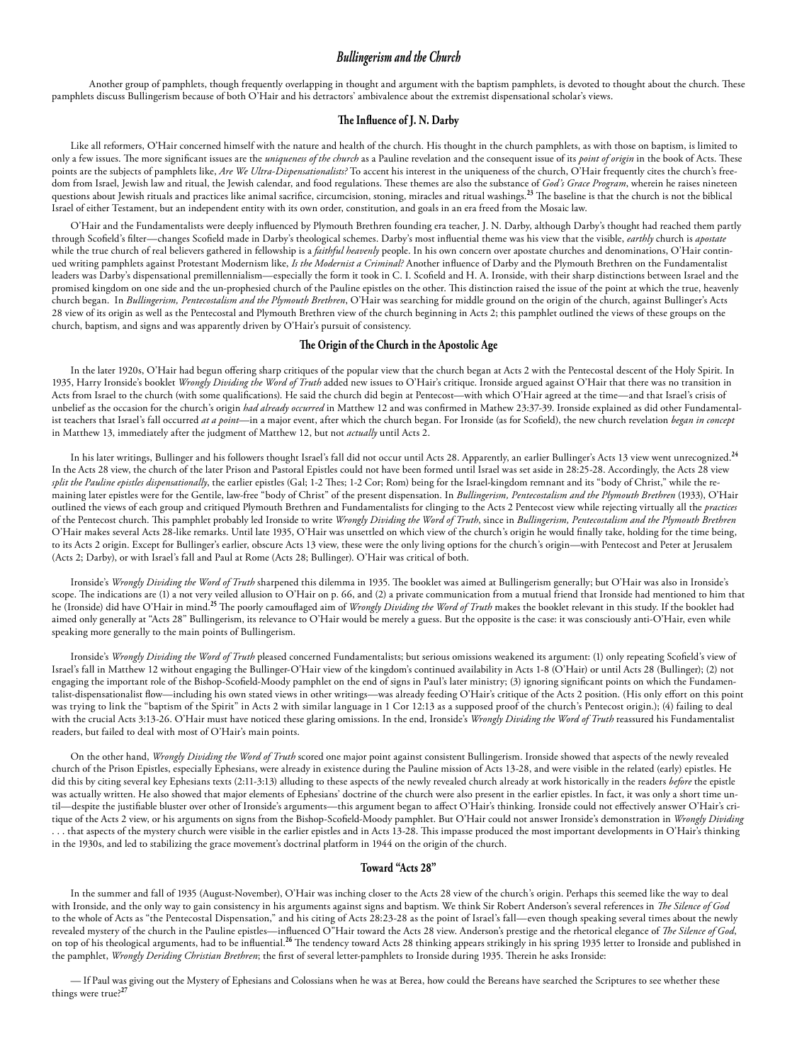## *Bullingerism and the Church*

Another group of pamphlets, though frequently overlapping in thought and argument with the baptism pamphlets, is devoted to thought about the church. These pamphlets discuss Bullingerism because of both O'Hair and his detractors' ambivalence about the extremist dispensational scholar's views.

### The Influence of J. N. Darby

Like all reformers, O'Hair concerned himself with the nature and health of the church. His thought in the church pamphlets, as with those on baptism, is limited to only a few issues. The more significant issues are the *uniqueness of the church* as a Pauline revelation and the consequent issue of its *point of origin* in the book of Acts. These points are the subjects of pamphlets like, *Are We Ultra-Dispensationalists?* To accent his interest in the uniqueness of the church, O'Hair frequently cites the church's freedom from Israel, Jewish law and ritual, the Jewish calendar, and food regulations. These themes are also the substance of *God's Grace Program*, wherein he raises nineteen questions about Jewish rituals and practices like animal sacrifice, circumcision, stoning, miracles and ritual washings.[23] The baseline is that the church is not the biblical Israel of either Testament, but an independent entity with its own order, constitution, and goals in an era freed from the Mosaic law.

O'Hair and the Fundamentalists were deeply influenced by Plymouth Brethren founding era teacher, J. N. Darby, although Darby's thought had reached them partly through Scofield's filter—changes Scofield made in Darby's theological schemes. Darby's most influential theme was his view that the visible, *earthly* church is *apostate* while the true church of real believers gathered in fellowship is a *faithful heavenly* people. In his own concern over apostate churches and denominations, O'Hair continued writing pamphlets against Protestant Modernism like, *Is the Modernist a Criminal?* Another influence of Darby and the Plymouth Brethren on the Fundamentalist leaders was Darby's dispensational premillennialism—especially the form it took in C. I. Scofield and H. A. Ironside, with their sharp distinctions between Israel and the promised kingdom on one side and the un-prophesied church of the Pauline epistles on the other. This distinction raised the issue of the point at which the true, heavenly church began. In *Bullingerism, Pentecostalism and the Plymouth Brethren*, O'Hair was searching for middle ground on the origin of the church, against Bullinger's Acts 28 view of its origin as well as the Pentecostal and Plymouth Brethren view of the church beginning in Acts 2; this pamphlet outlined the views of these groups on the church, baptism, and signs and was apparently driven by O'Hair's pursuit of consistency.

### The Origin of the Church in the Apostolic Age

In the later 1920s, O'Hair had begun offering sharp critiques of the popular view that the church began at Acts 2 with the Pentecostal descent of the Holy Spirit. In 1935, Harry Ironside's booklet *Wrongly Dividing the Word of Truth* added new issues to O'Hair's critique. Ironside argued against O'Hair that there was no transition in Acts from Israel to the church (with some qualifications). He said the church did begin at Pentecost—with which O'Hair agreed at the time—and that Israel's crisis of unbelief as the occasion for the church's origin *had already occurred* in Matthew 12 and was confirmed in Mathew 23:37-39. Ironside explained as did other Fundamentalist teachers that Israel's fall occurred *at a point*—in a major event, after which the church began. For Ironside (as for Scofield), the new church revelation *began in concept* in Matthew 13, immediately after the judgment of Matthew 12, but not *actually* until Acts 2.

In his later writings, Bullinger and his followers thought Israel's fall did not occur until Acts 28. Apparently, an earlier Bullinger's Acts 13 view went unrecognized.[24] In the Acts 28 view, the church of the later Prison and Pastoral Epistles could not have been formed until Israel was set aside in 28:25-28. Accordingly, the Acts 28 view *split the Pauline epistles dispensationally*, the earlier epistles (Gal; 1-2 Thes; 1-2 Cor; Rom) being for the Israel-kingdom remnant and its "body of Christ," while the remaining later epistles were for the Gentile, law-free "body of Christ" of the present dispensation. In *Bullingerism, Pentecostalism and the Plymouth Brethren* (1933), O'Hair outlined the views of each group and critiqued Plymouth Brethren and Fundamentalists for clinging to the Acts 2 Pentecost view while rejecting virtually all the *practices* of the Pentecost church. This pamphlet probably led Ironside to write *Wrongly Dividing the Word of Truth*, since in *Bullingerism, Pentecostalism and the Plymouth Brethren* O'Hair makes several Acts 28-like remarks. Until late 1935, O'Hair was unsettled on which view of the church's origin he would finally take, holding for the time being, to its Acts 2 origin. Except for Bullinger's earlier, obscure Acts 13 view, these were the only living options for the church's origin—with Pentecost and Peter at Jerusalem (Acts 2; Darby), or with Israel's fall and Paul at Rome (Acts 28; Bullinger). O'Hair was critical of both.

Ironside's *Wrongly Dividing the Word of Truth* sharpened this dilemma in 1935. The booklet was aimed at Bullingerism generally; but O'Hair was also in Ironside's scope. The indications are (1) a not very veiled allusion to O'Hair on p. 66, and (2) a private communication from a mutual friend that Ironside had mentioned to him that he (Ironside) did have O'Hair in mind.[25] The poorly camouflaged aim of *Wrongly Dividing the Word of Truth* makes the booklet relevant in this study. If the booklet had aimed only generally at "Acts 28" Bullingerism, its relevance to O'Hair would be merely a guess. But the opposite is the case: it was consciously anti-O'Hair, even while speaking more generally to the main points of Bullingerism.

Ironside's *Wrongly Dividing the Word of Truth* pleased concerned Fundamentalists; but serious omissions weakened its argument: (1) only repeating Scofield's view of Israel's fall in Matthew 12 without engaging the Bullinger-O'Hair view of the kingdom's continued availability in Acts 1-8 (O'Hair) or until Acts 28 (Bullinger); (2) not engaging the important role of the Bishop-Scofield-Moody pamphlet on the end of signs in Paul's later ministry; (3) ignoring significant points on which the Fundamentalist-dispensationalist flow—including his own stated views in other writings—was already feeding O'Hair's critique of the Acts 2 position. (His only effort on this point was trying to link the "baptism of the Spirit" in Acts 2 with similar language in 1 Cor 12:13 as a supposed proof of the church's Pentecost origin.); (4) failing to deal with the crucial Acts 3:13-26. O'Hair must have noticed these glaring omissions. In the end, Ironside's *Wrongly Dividing the Word of Truth* reassured his Fundamentalist readers, but failed to deal with most of O'Hair's main points.

On the other hand, *Wrongly Dividing the Word of Truth* scored one major point against consistent Bullingerism. Ironside showed that aspects of the newly revealed church of the Prison Epistles, especially Ephesians, were already in existence during the Pauline mission of Acts 13-28, and were visible in the related (early) epistles. He did this by citing several key Ephesians texts (2:11-3:13) alluding to these aspects of the newly revealed church already at work historically in the readers *before* the epistle was actually written. He also showed that major elements of Ephesians' doctrine of the church were also present in the earlier epistles. In fact, it was only a short time until—despite the justifiable bluster over other of Ironside's arguments—this argument began to affect O'Hair's thinking. Ironside could not effectively answer O'Hair's critique of the Acts 2 view, or his arguments on signs from the Bishop-Scofield-Moody pamphlet. But O'Hair could not answer Ironside's demonstration in *Wrongly Dividing* . . . that aspects of the mystery church were visible in the earlier epistles and in Acts 13-28. This impasse produced the most important developments in O'Hair's thinking in the 1930s, and led to stabilizing the grace movement's doctrinal platform in 1944 on the origin of the church.

### Toward "Acts 28"

In the summer and fall of 1935 (August-November), O'Hair was inching closer to the Acts 28 view of the church's origin. Perhaps this seemed like the way to deal with Ironside, and the only way to gain consistency in his arguments against signs and baptism. We think Sir Robert Anderson's several references in *The Silence of God* to the whole of Acts as "the Pentecostal Dispensation," and his citing of Acts 28:23-28 as the point of Israel's fall—even though speaking several times about the newly revealed mystery of the church in the Pauline epistles—influenced O"Hair toward the Acts 28 view. Anderson's prestige and the rhetorical elegance of *The Silence of God*, on top of his theological arguments, had to be influential.[26] The tendency toward Acts 28 thinking appears strikingly in his spring 1935 letter to Ironside and published in the pamphlet, *Wrongly Deriding Christian Brethren*; the first of several letter-pamphlets to Ironside during 1935. Therein he asks Ironside:

— If Paul was giving out the Mystery of Ephesians and Colossians when he was at Berea, how could the Bereans have searched the Scriptures to see whether these things were true?[27]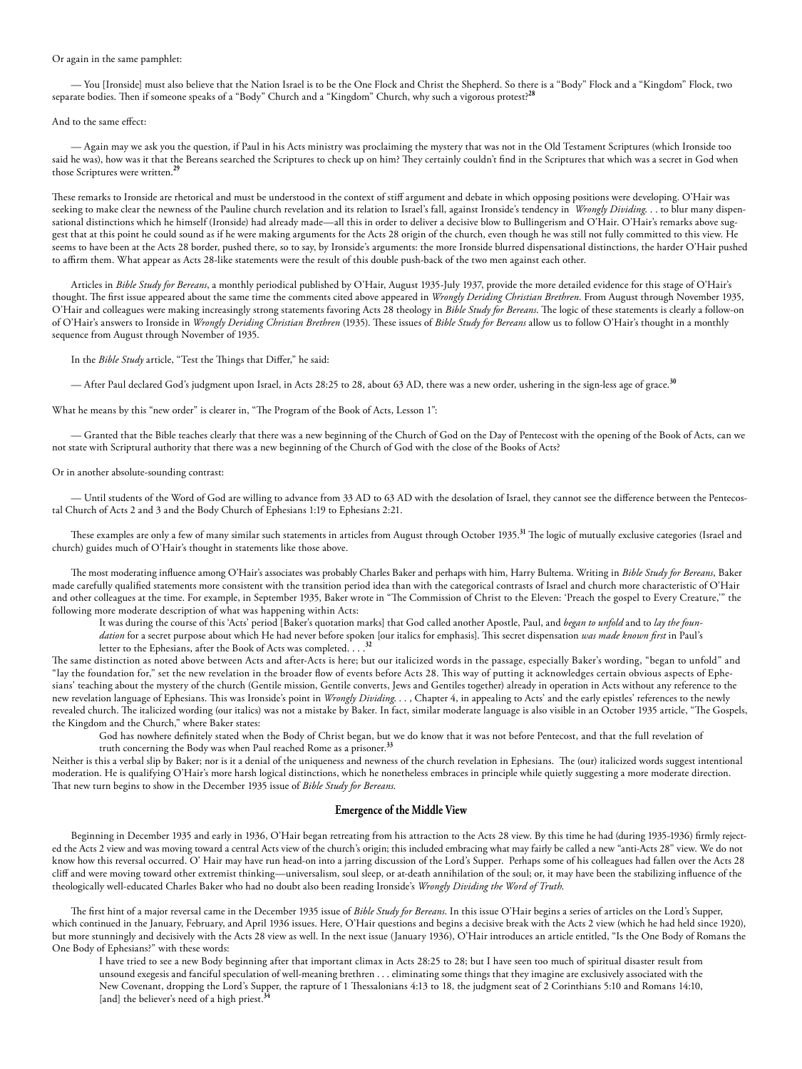Or again in the same pamphlet:

— You [Ironside] must also believe that the Nation Israel is to be the One Flock and Christ the Shepherd. So there is a "Body" Flock and a "Kingdom" Flock, two separate bodies. Then if someone speaks of a "Body" Church and a "Kingdom" Church, why such a vigorous protest?[28]

And to the same effect:

— Again may we ask you the question, if Paul in his Acts ministry was proclaiming the mystery that was not in the Old Testament Scriptures (which Ironside too said he was), how was it that the Bereans searched the Scriptures to check up on him? They certainly couldn't find in the Scriptures that which was a secret in God when those Scriptures were written.[29]

These remarks to Ironside are rhetorical and must be understood in the context of stiff argument and debate in which opposing positions were developing. O'Hair was seeking to make clear the newness of the Pauline church revelation and its relation to Israel's fall, against Ironside's tendency in *Wrongly Dividing*. . . to blur many dispensational distinctions which he himself (Ironside) had already made—all this in order to deliver a decisive blow to Bullingerism and O'Hair. O'Hair's remarks above suggest that at this point he could sound as if he were making arguments for the Acts 28 origin of the church, even though he was still not fully committed to this view. He seems to have been at the Acts 28 border, pushed there, so to say, by Ironside's arguments: the more Ironside blurred dispensational distinctions, the harder O'Hair pushed to affirm them. What appear as Acts 28-like statements were the result of this double push-back of the two men against each other.

Articles in *Bible Study for Bereans*, a monthly periodical published by O'Hair, August 1935-July 1937, provide the more detailed evidence for this stage of O'Hair's thought. The first issue appeared about the same time the comments cited above appeared in *Wrongly Deriding Christian Brethren*. From August through November 1935, O'Hair and colleagues were making increasingly strong statements favoring Acts 28 theology in *Bible Study for Bereans*. The logic of these statements is clearly a follow-on of O'Hair's answers to Ironside in *Wrongly Deriding Christian Brethren* (1935). These issues of *Bible Study for Bereans* allow us to follow O'Hair's thought in a monthly sequence from August through November of 1935.

In the *Bible Study* article, "Test the Things that Differ," he said:

— After Paul declared God's judgment upon Israel, in Acts 28:25 to 28, about 63 AD, there was a new order, ushering in the sign-less age of grace.[30]

What he means by this "new order" is clearer in, "The Program of the Book of Acts, Lesson 1":

— Granted that the Bible teaches clearly that there was a new beginning of the Church of God on the Day of Pentecost with the opening of the Book of Acts, can we not state with Scriptural authority that there was a new beginning of the Church of God with the close of the Books of Acts?

Or in another absolute-sounding contrast:

— Until students of the Word of God are willing to advance from 33 AD to 63 AD with the desolation of Israel, they cannot see the difference between the Pentecostal Church of Acts 2 and 3 and the Body Church of Ephesians 1:19 to Ephesians 2:21.

These examples are only a few of many similar such statements in articles from August through October 1935.[31] The logic of mutually exclusive categories (Israel and church) guides much of O'Hair's thought in statements like those above.

The most moderating influence among O'Hair's associates was probably Charles Baker and perhaps with him, Harry Bultema. Writing in *Bible Study for Bereans*, Baker made carefully qualified statements more consistent with the transition period idea than with the categorical contrasts of Israel and church more characteristic of O'Hair and other colleagues at the time. For example, in September 1935, Baker wrote in "The Commission of Christ to the Eleven: 'Preach the gospel to Every Creature,'" the following more moderate description of what was happening within Acts:

> It was during the course of this 'Acts' period [Baker's quotation marks] that God called another Apostle, Paul, and *began to unfold* and to *lay the foundation* for a secret purpose about which He had never before spoken [our italics for emphasis]. This secret dispensation *was made known first* in Paul's letter to the Ephesians, after the Book of Acts was completed. . . .[32]

The same distinction as noted above between Acts and after-Acts is here; but our italicized words in the passage, especially Baker's wording, "began to unfold" and "lay the foundation for," set the new revelation in the broader flow of events before Acts 28. This way of putting it acknowledges certain obvious aspects of Ephesians' teaching about the mystery of the church (Gentile mission, Gentile converts, Jews and Gentiles together) already in operation in Acts without any reference to the new revelation language of Ephesians. This was Ironside's point in *Wrongly Dividing*. . . , Chapter 4, in appealing to Acts' and the early epistles' references to the newly revealed church. The italicized wording (our italics) was not a mistake by Baker. In fact, similar moderate language is also visible in an October 1935 article, "The Gospels, the Kingdom and the Church," where Baker states:

> God has nowhere definitely stated when the Body of Christ began, but we do know that it was not before Pentecost, and that the full revelation of truth concerning the Body was when Paul reached Rome as a prisoner.[33]

Neither is this a verbal slip by Baker; nor is it a denial of the uniqueness and newness of the church revelation in Ephesians. The (our) italicized words suggest intentional moderation. He is qualifying O'Hair's more harsh logical distinctions, which he nonetheless embraces in principle while quietly suggesting a more moderate direction. That new turn begins to show in the December 1935 issue of *Bible Study for Bereans*.

## Emergence of the Middle View

Beginning in December 1935 and early in 1936, O'Hair began retreating from his attraction to the Acts 28 view. By this time he had (during 1935-1936) firmly rejected the Acts 2 view and was moving toward a central Acts view of the church's origin; this included embracing what may fairly be called a new "anti-Acts 28" view. We do not know how this reversal occurred. O' Hair may have run head-on into a jarring discussion of the Lord's Supper. Perhaps some of his colleagues had fallen over the Acts 28 cliff and were moving toward other extremist thinking—universalism, soul sleep, or at-death annihilation of the soul; or, it may have been the stabilizing influence of the theologically well-educated Charles Baker who had no doubt also been reading Ironside's *Wrongly Dividing the Word of Truth*.

The first hint of a major reversal came in the December 1935 issue of *Bible Study for Bereans*. In this issue O'Hair begins a series of articles on the Lord's Supper, which continued in the January, February, and April 1936 issues. Here, O'Hair questions and begins a decisive break with the Acts 2 view (which he had held since 1920), but more stunningly and decisively with the Acts 28 view as well. In the next issue (January 1936), O'Hair introduces an article entitled, "Is the One Body of Romans the One Body of Ephesians?" with these words:

> I have tried to see a new Body beginning after that important climax in Acts 28:25 to 28; but I have seen too much of spiritual disaster result from unsound exegesis and fanciful speculation of well-meaning brethren . . . eliminating some things that they imagine are exclusively associated with the New Covenant, dropping the Lord's Supper, the rapture of 1 Thessalonians 4:13 to 18, the judgment seat of 2 Corinthians 5:10 and Romans 14:10, [and] the believer's need of a high priest.[34]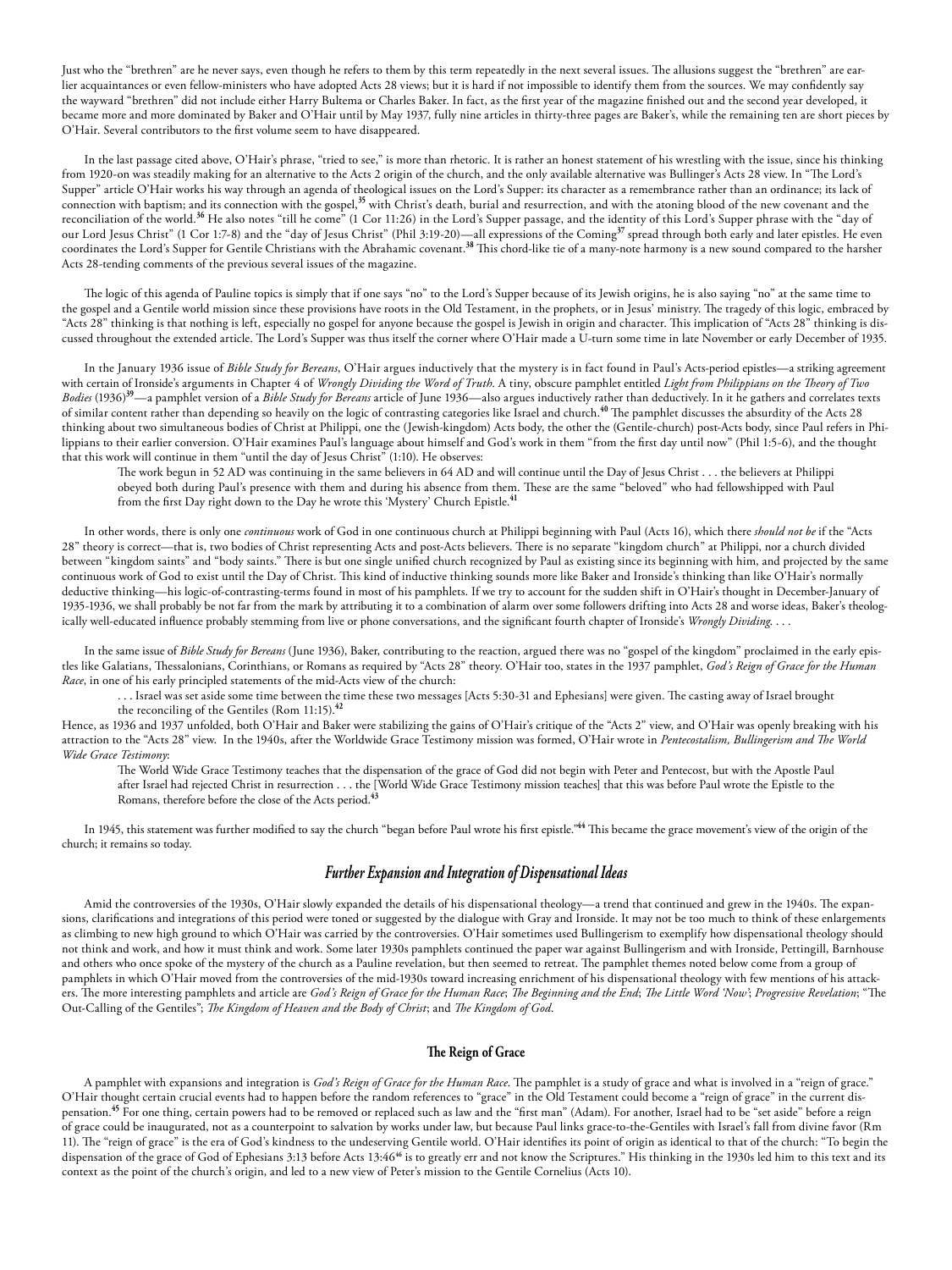Just who the "brethren" are he never says, even though he refers to them by this term repeatedly in the next several issues. The allusions suggest the "brethren" are earlier acquaintances or even fellow-ministers who have adopted Acts 28 views; but it is hard if not impossible to identify them from the sources. We may confidently say the wayward "brethren" did not include either Harry Bultema or Charles Baker. In fact, as the first year of the magazine finished out and the second year developed, it became more and more dominated by Baker and O'Hair until by May 1937, fully nine articles in thirty-three pages are Baker's, while the remaining ten are short pieces by O'Hair. Several contributors to the first volume seem to have disappeared.

In the last passage cited above, O'Hair's phrase, "tried to see," is more than rhetoric. It is rather an honest statement of his wrestling with the issue, since his thinking from 1920-on was steadily making for an alternative to the Acts 2 origin of the church, and the only available alternative was Bullinger's Acts 28 view. In "The Lord's Supper" article O'Hair works his way through an agenda of theological issues on the Lord's Supper: its character as a remembrance rather than an ordinance; its lack of connection with baptism; and its connection with the gospel,[35] with Christ's death, burial and resurrection, and with the atoning blood of the new covenant and the reconciliation of the world.[36] He also notes "till he come" (1 Cor 11:26) in the Lord's Supper passage, and the identity of this Lord's Supper phrase with the "day of our Lord Jesus Christ" (1 Cor 1:7-8) and the "day of Jesus Christ" (Phil 3:19-20)—all expressions of the Coming[37] spread through both early and later epistles. He even coordinates the Lord's Supper for Gentile Christians with the Abrahamic covenant.[38] This chord-like tie of a many-note harmony is a new sound compared to the harsher Acts 28-tending comments of the previous several issues of the magazine.

The logic of this agenda of Pauline topics is simply that if one says "no" to the Lord's Supper because of its Jewish origins, he is also saying "no" at the same time to the gospel and a Gentile world mission since these provisions have roots in the Old Testament, in the prophets, or in Jesus' ministry. The tragedy of this logic, embraced by "Acts 28" thinking is that nothing is left, especially no gospel for anyone because the gospel is Jewish in origin and character. This implication of "Acts 28" thinking is discussed throughout the extended article. The Lord's Supper was thus itself the corner where O'Hair made a U-turn some time in late November or early December of 1935.

In the January 1936 issue of *Bible Study for Bereans*, O'Hair argues inductively that the mystery is in fact found in Paul's Acts-period epistles—a striking agreement with certain of Ironside's arguments in Chapter 4 of *Wrongly Dividing the Word of Truth*. A tiny, obscure pamphlet entitled *Light from Philippians on the Theory of Two Bodies* (1936)[39]—a pamphlet version of a *Bible Study for Bereans* article of June 1936—also argues inductively rather than deductively. In it he gathers and correlates texts of similar content rather than depending so heavily on the logic of contrasting categories like Israel and church.[40] The pamphlet discusses the absurdity of the Acts 28 thinking about two simultaneous bodies of Christ at Philippi, one the (Jewish-kingdom) Acts body, the other the (Gentile-church) post-Acts body, since Paul refers in Philippians to their earlier conversion. O'Hair examines Paul's language about himself and God's work in them "from the first day until now" (Phil 1:5-6), and the thought that this work will continue in them "until the day of Jesus Christ" (1:10). He observes:

> The work begun in 52 AD was continuing in the same believers in 64 AD and will continue until the Day of Jesus Christ . . . the believers at Philippi obeyed both during Paul's presence with them and during his absence from them. These are the same "beloved" who had fellowshipped with Paul from the first Day right down to the Day he wrote this 'Mystery' Church Epistle.[41]

In other words, there is only one *continuous* work of God in one continuous church at Philippi beginning with Paul (Acts 16), which there *should not be* if the "Acts 28" theory is correct—that is, two bodies of Christ representing Acts and post-Acts believers. There is no separate "kingdom church" at Philippi, nor a church divided between "kingdom saints" and "body saints." There is but one single unified church recognized by Paul as existing since its beginning with him, and projected by the same continuous work of God to exist until the Day of Christ. This kind of inductive thinking sounds more like Baker and Ironside's thinking than like O'Hair's normally deductive thinking—his logic-of-contrasting-terms found in most of his pamphlets. If we try to account for the sudden shift in O'Hair's thought in December-January of 1935-1936, we shall probably be not far from the mark by attributing it to a combination of alarm over some followers drifting into Acts 28 and worse ideas, Baker's theologically well-educated influence probably stemming from live or phone conversations, and the significant fourth chapter of Ironside's *Wrongly Dividing*. . . .

In the same issue of *Bible Study for Bereans* (June 1936), Baker, contributing to the reaction, argued there was no "gospel of the kingdom" proclaimed in the early epistles like Galatians, Thessalonians, Corinthians, or Romans as required by "Acts 28" theory. O'Hair too, states in the 1937 pamphlet, *God's Reign of Grace for the Human Race*, in one of his early principled statements of the mid-Acts view of the church:

> . . . Israel was set aside some time between the time these two messages [Acts 5:30-31 and Ephesians] were given. The casting away of Israel brought the reconciling of the Gentiles (Rom 11:15).[42]

Hence, as 1936 and 1937 unfolded, both O'Hair and Baker were stabilizing the gains of O'Hair's critique of the "Acts 2" view, and O'Hair was openly breaking with his attraction to the "Acts 28" view. In the 1940s, after the Worldwide Grace Testimony mission was formed, O'Hair wrote in *Pentecostalism, Bullingerism and The World Wide Grace Testimony*:

> The World Wide Grace Testimony teaches that the dispensation of the grace of God did not begin with Peter and Pentecost, but with the Apostle Paul after Israel had rejected Christ in resurrection . . . the [World Wide Grace Testimony mission teaches] that this was before Paul wrote the Epistle to the Romans, therefore before the close of the Acts period.[43]

In 1945, this statement was further modified to say the church "began before Paul wrote his first epistle."[44] This became the grace movement's view of the origin of the church; it remains so today.

## Further Expansion and Integration of Dispensational Ideas

Amid the controversies of the 1930s, O'Hair slowly expanded the details of his dispensational theology—a trend that continued and grew in the 1940s. The expansions, clarifications and integrations of this period were toned or suggested by the dialogue with Gray and Ironside. It may not be too much to think of these enlargements as climbing to new high ground to which O'Hair was carried by the controversies. O'Hair sometimes used Bullingerism to exemplify how dispensational theology should not think and work, and how it must think and work. Some later 1930s pamphlets continued the paper war against Bullingerism and with Ironside, Pettingill, Barnhouse and others who once spoke of the mystery of the church as a Pauline revelation, but then seemed to retreat. The pamphlet themes noted below come from a group of pamphlets in which O'Hair moved from the controversies of the mid-1930s toward increasing enrichment of his dispensational theology with few mentions of his attackers. The more interesting pamphlets and article are *God's Reign of Grace for the Human Race*; *The Beginning and the End*; *The Little Word 'Now'*; *Progressive Revelation*; "The Out-Calling of the Gentiles"; *The Kingdom of Heaven and the Body of Christ*; and *The Kingdom of God*.

### The Reign of Grace

A pamphlet with expansions and integration is *God's Reign of Grace for the Human Race*. The pamphlet is a study of grace and what is involved in a "reign of grace." O'Hair thought certain crucial events had to happen before the random references to "grace" in the Old Testament could become a "reign of grace" in the current dispensation.[45] For one thing, certain powers had to be removed or replaced such as law and the "first man" (Adam). For another, Israel had to be "set aside" before a reign of grace could be inaugurated, not as a counterpoint to salvation by works under law, but because Paul links grace-to-the-Gentiles with Israel's fall from divine favor (Rm 11). The "reign of grace" is the era of God's kindness to the undeserving Gentile world. O'Hair identifies its point of origin as identical to that of the church: "To begin the dispensation of the grace of God of Ephesians 3:13 before Acts 13:46[46] is to greatly err and not know the Scriptures." His thinking in the 1930s led him to this text and its context as the point of the church's origin, and led to a new view of Peter's mission to the Gentile Cornelius (Acts 10).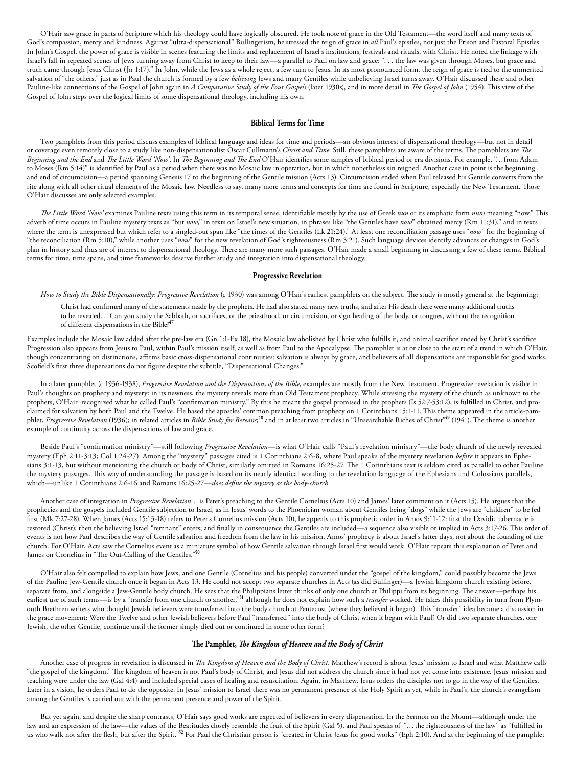O'Hair saw grace in parts of Scripture which his theology could have logically obscured. He took note of grace in the Old Testament—the word itself and many texts of God's compassion, mercy and kindness. Against "ultra-dispensational" Bullingerism, he stressed the reign of grace in *all* Paul's epistles, not just the Prison and Pastoral Epistles. In John's Gospel, the power of grace is visible in scenes featuring the limits and replacement of Israel's institutions, festivals and rituals, with Christ. He noted the linkage with Israel's fall in repeated scenes of Jews turning away from Christ to keep to their law—a parallel to Paul on law and grace: ". . . the law was given through Moses, but grace and truth came through Jesus Christ (Jn 1:17)." In John, while the Jews as a whole reject, a few turn to Jesus. In its most pronounced form, the reign of grace is tied to the unmerited salvation of "the others," just as in Paul the church is formed by a few *believing* Jews and many Gentiles while unbelieving Israel turns away. O'Hair discussed these and other Pauline-like connections of the Gospel of John again in *A Comparative Study of the Four Gospels* (later 1930s), and in more detail in *The Gospel of John* (1954). This view of the Gospel of John steps over the logical limits of some dispensational theology, including his own.

## Biblical Terms for Time

Two pamphlets from this period discuss examples of biblical language and ideas for time and periods—an obvious interest of dispensational theology—but not in detail or coverage even remotely close to a study like non-dispensationalist Oscar Cullmann's *Christ and Time*. Still, these pamphlets are aware of the terms. The pamphlets are *The Beginning and the End* and *The Little Word 'Now'*. In *The Beginning and The End* O'Hair identifies some samples of biblical period or era divisions. For example, "…from Adam to Moses (Rm 5:14)" is identified by Paul as a period when there was no Mosaic law in operation, but in which nonetheless sin reigned. Another case in point is the beginning and end of circumcision—a period spanning Genesis 17 to the beginning of the Gentile mission (Acts 13). Circumcision ended when Paul released his Gentile converts from the rite along with all other ritual elements of the Mosaic law. Needless to say, many more terms and concepts for time are found in Scripture, especially the New Testament. Those O'Hair discusses are only selected examples.

*The Little Word 'Now'* examines Pauline texts using this term in its temporal sense, identifiable mostly by the use of Greek *nun* or its emphatic form *nuni* meaning "now." This adverb of time occurs in Pauline mystery texts as "but *now*," in texts on Israel's new situation, in phrases like "the Gentiles have *now*" obtained mercy (Rm 11:31)," and in texts where the term is unexpressed but which refer to a singled-out span like "the times of the Gentiles (Lk 21:24)." At least one reconciliation passage uses "*now*" for the beginning of "the reconciliation (Rm 5:10)," while another uses "*now*" for the new revelation of God's righteousness (Rm 3:21). Such language devices identify advances or changes in God's plan in history and thus are of interest to dispensational theology. There are many more such passages. O'Hair made a small beginning in discussing a few of these terms. Biblical terms for time, time spans, and time frameworks deserve further study and integration into dispensational theology.

## Progressive Revelation

*How to Study the Bible Dispensationally: Progressive Revelation* (c 1930) was among O'Hair's earliest pamphlets on the subject. The study is mostly general at the beginning:

> Christ had confirmed many of the statements made by the prophets. He had also stated many new truths, and after His death there were many additional truths to be revealed… Can you study the Sabbath, or sacrifices, or the priesthood, or circumcision, or sign healing of the body, or tongues, without the recognition of different dispensations in the Bible?[47]

Examples include the Mosaic law added after the pre-law era (Gn 1:1-Ex 18), the Mosaic law abolished by Christ who fulfills it, and animal sacrifice ended by Christ's sacrifice. Progression also appears from Jesus to Paul, within Paul's mission itself, as well as from Paul to the Apocalypse. The pamphlet is at or close to the start of a trend in which O'Hair, though concentrating on distinctions, affirms basic cross-dispensational continuities: salvation is always by grace, and believers of all dispensations are responsible for good works. Scofield's first three dispensations do not figure despite the subtitle, "Dispensational Changes."

In a later pamphlet (c 1936-1938), *Progressive Revelation and the Dispensations of the Bible*, examples are mostly from the New Testament. Progressive revelation is visible in Paul's thoughts on prophecy and mystery: in its newness, the mystery reveals more than Old Testament prophecy. While stressing the mystery of the church as unknown to the prophets, O'Hair recognized what he called Paul's "confirmation ministry." By this he meant the gospel promised in the prophets (Is 52:7-53:12), is fulfilled in Christ, and proclaimed for salvation by both Paul and the Twelve. He based the apostles' common preaching from prophecy on 1 Corinthians 15:1-11. This theme appeared in the article-pamphlet, *Progressive Revelation* (1936); in related articles in *Bible Study for Bereans*;[48] and in at least two articles in "Unsearchable Riches of Christ"[49] (1941). The theme is another example of continuity across the dispensations of law and grace.

Beside Paul's "confirmation ministry"—still following *Progressive Revelation*—is what O'Hair calls "Paul's revelation ministry"—the body church of the newly revealed mystery (Eph 2:11-3:13; Col 1:24-27). Among the "mystery" passages cited is 1 Corinthians 2:6-8, where Paul speaks of the mystery revelation *before* it appears in Ephesians 3:1-13, but without mentioning the church or body of Christ, similarly omitted in Romans 16:25-27. The 1 Corinthians text is seldom cited as parallel to other Pauline the mystery passages. This way of understanding the passage is based on its nearly identical wording to the revelation language of the Ephesians and Colossians parallels, which—unlike 1 Corinthians 2:6-16 and Romans 16:25-27—*does define the mystery as the body-church*.

Another case of integration in *Progressive Revelation…* is Peter's preaching to the Gentile Cornelius (Acts 10) and James' later comment on it (Acts 15). He argues that the prophecies and the gospels included Gentile subjection to Israel, as in Jesus' words to the Phoenician woman about Gentiles being "dogs" while the Jews are "children" to be fed first (Mk 7:27-28). When James (Acts 15:13-18) refers to Peter's Cornelius mission (Acts 10), he appeals to this prophetic order in Amos 9:11-12: first the Davidic tabernacle is restored (Christ); then the believing Israel "remnant" enters; and finally in consequence the Gentiles are included—a sequence also visible or implied in Acts 3:17-26. This order of events is not how Paul describes the way of Gentile salvation and freedom from the law in his mission. Amos' prophecy is about Israel's latter days, not about the founding of the church. For O'Hair, Acts saw the Cornelius event as a miniature symbol of how Gentile salvation through Israel first would work. O'Hair repeats this explanation of Peter and James on Cornelius in "The Out-Calling of the Gentiles."[50]

O'Hair also felt compelled to explain how Jews, and one Gentile (Cornelius and his people) converted under the "gospel of the kingdom," could possibly become the Jews of the Pauline Jew-Gentile church once it began in Acts 13. He could not accept two separate churches in Acts (as did Bullinger)—a Jewish kingdom church existing before, separate from, and alongside a Jew-Gentile body church. He sees that the Philippians letter thinks of only one church at Philippi from its beginning. The answer—perhaps his earliest use of such terms—is by a "transfer from one church to another,"[51] although he does not explain how such a *transfer* worked. He takes this possibility in turn from Plymouth Brethren writers who thought Jewish believers were transferred into the body church at Pentecost (where they believed it began). This "transfer" idea became a discussion in the grace movement: Were the Twelve and other Jewish believers before Paul "transferred" into the body of Christ when it began with Paul? Or did two separate churches, one Jewish, the other Gentile, continue until the former simply died out or continued in some other form?

## The Pamphlet, *The Kingdom of Heaven and the Body of Christ*

Another case of progress in revelation is discussed in *The Kingdom of Heaven and the Body of Christ*. Matthew's record is about Jesus' mission to Israel and what Matthew calls "the gospel of the kingdom." The kingdom of heaven is not Paul's body of Christ, and Jesus did not address the church since it had not yet come into existence. Jesus' mission and teaching were under the law (Gal 4:4) and included special cases of healing and resuscitation. Again, in Matthew, Jesus orders the disciples not to go in the way of the Gentiles. Later in a vision, he orders Paul to do the opposite. In Jesus' mission to Israel there was no permanent presence of the Holy Spirit as yet, while in Paul's, the church's evangelism among the Gentiles is carried out with the permanent presence and power of the Spirit.

But yet again, and despite the sharp contrasts, O'Hair says good works are expected of believers in every dispensation. In the Sermon on the Mount—although under the law and an expression of the law—the values of the Beatitudes closely resemble the fruit of the Spirit (Gal 5), and Paul speaks of "… the righteousness of the law" as "fulfilled in us who walk not after the flesh, but after the Spirit."[52] For Paul the Christian person is "created in Christ Jesus for good works" (Eph 2:10). And at the beginning of the pamphlet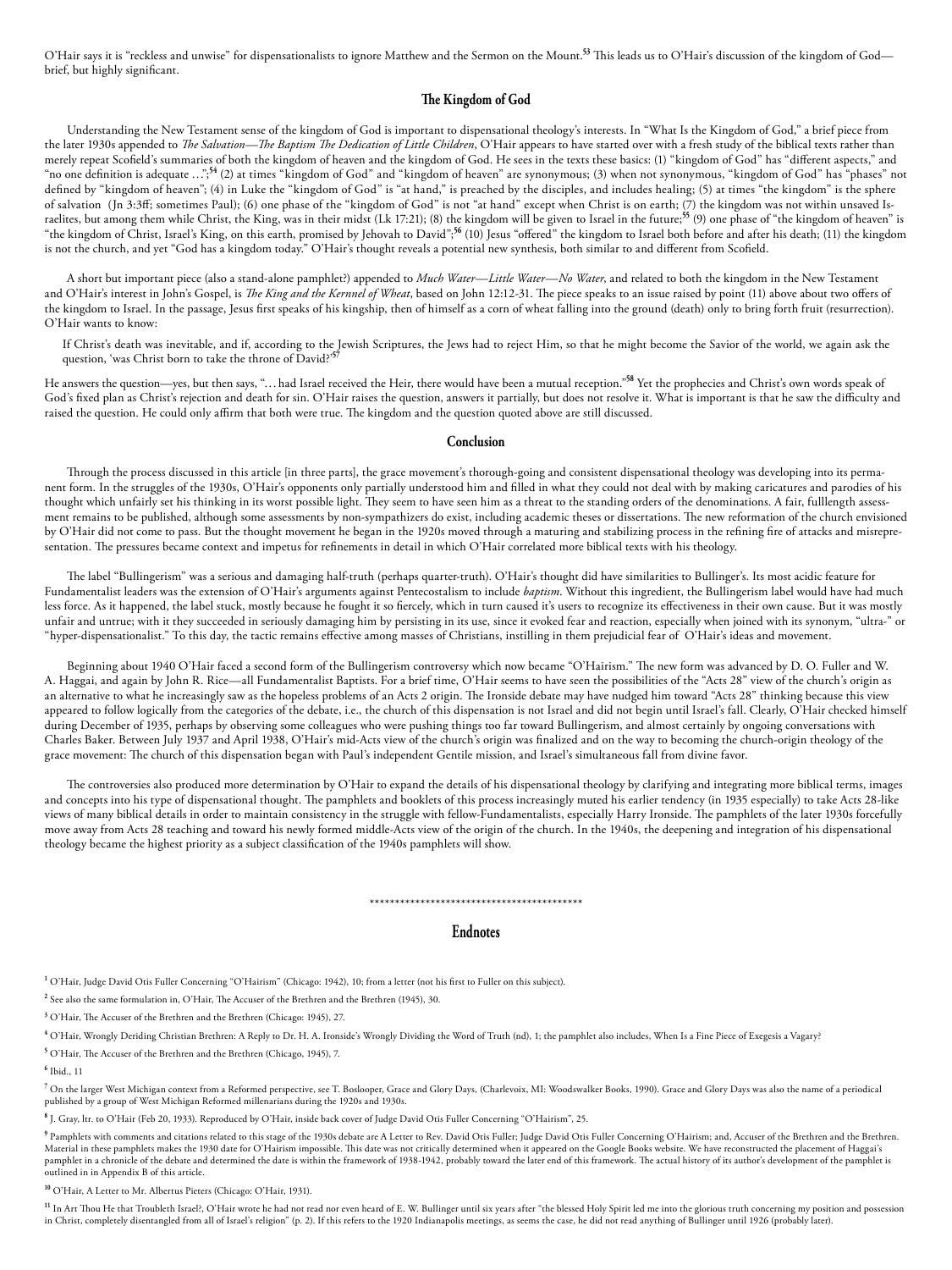O'Hair says it is "reckless and unwise" for dispensationalists to ignore Matthew and the Sermon on the Mount.[53] This leads us to O'Hair's discussion of the kingdom of God—brief, but highly significant.

## The Kingdom of God

Understanding the New Testament sense of the kingdom of God is important to dispensational theology's interests. In "What Is the Kingdom of God," a brief piece from the later 1930s appended to *The Salvation—The Baptism The Dedication of Little Children*, O'Hair appears to have started over with a fresh study of the biblical texts rather than merely repeat Scofield's summaries of both the kingdom of heaven and the kingdom of God. He sees in the texts these basics: (1) "kingdom of God" has "different aspects," and "no one definition is adequate …";[54] (2) at times "kingdom of God" and "kingdom of heaven" are synonymous; (3) when not synonymous, "kingdom of God" has "phases" not defined by "kingdom of heaven"; (4) in Luke the "kingdom of God" is "at hand," is preached by the disciples, and includes healing; (5) at times "the kingdom" is the sphere of salvation (Jn 3:3ff; sometimes Paul); (6) one phase of the "kingdom of God" is not "at hand" except when Christ is on earth; (7) the kingdom was not within unsaved Israelites, but among them while Christ, the King, was in their midst (Lk 17:21); (8) the kingdom will be given to Israel in the future;[55] (9) one phase of "the kingdom of heaven" is "the kingdom of Christ, Israel's King, on this earth, promised by Jehovah to David";[56] (10) Jesus "offered" the kingdom to Israel both before and after his death; (11) the kingdom is not the church, and yet "God has a kingdom today." O'Hair's thought reveals a potential new synthesis, both similar to and different from Scofield.

A short but important piece (also a stand-alone pamphlet?) appended to *Much Water—Little Water—No Water*, and related to both the kingdom in the New Testament and O'Hair's interest in John's Gospel, is *The King and the Kernnel of Wheat*, based on John 12:12-31. The piece speaks to an issue raised by point (11) above about two offers of the kingdom to Israel. In the passage, Jesus first speaks of his kingship, then of himself as a corn of wheat falling into the ground (death) only to bring forth fruit (resurrection). O'Hair wants to know:

> If Christ's death was inevitable, and if, according to the Jewish Scriptures, the Jews had to reject Him, so that he might become the Savior of the world, we again ask the question, 'was Christ born to take the throne of David?'[57]

He answers the question—yes, but then says, "… had Israel received the Heir, there would have been a mutual reception."[58] Yet the prophecies and Christ's own words speak of God's fixed plan as Christ's rejection and death for sin. O'Hair raises the question, answers it partially, but does not resolve it. What is important is that he saw the difficulty and raised the question. He could only affirm that both were true. The kingdom and the question quoted above are still discussed.

## Conclusion

Through the process discussed in this article [in three parts], the grace movement's thorough-going and consistent dispensational theology was developing into its permanent form. In the struggles of the 1930s, O'Hair's opponents only partially understood him and filled in what they could not deal with by making caricatures and parodies of his thought which unfairly set his thinking in its worst possible light. They seem to have seen him as a threat to the standing orders of the denominations. A fair, fulllength assessment remains to be published, although some assessments by non-sympathizers do exist, including academic theses or dissertations. The new reformation of the church envisioned by O'Hair did not come to pass. But the thought movement he began in the 1920s moved through a maturing and stabilizing process in the refining fire of attacks and misrepresentation. The pressures became context and impetus for refinements in detail in which O'Hair correlated more biblical texts with his theology.

The label "Bullingerism" was a serious and damaging half-truth (perhaps quarter-truth). O'Hair's thought did have similarities to Bullinger's. Its most acidic feature for Fundamentalist leaders was the extension of O'Hair's arguments against Pentecostalism to include *baptism*. Without this ingredient, the Bullingerism label would have had much less force. As it happened, the label stuck, mostly because he fought it so fiercely, which in turn caused it's users to recognize its effectiveness in their own cause. But it was mostly unfair and untrue; with it they succeeded in seriously damaging him by persisting in its use, since it evoked fear and reaction, especially when joined with its synonym, "ultra-" or "hyper-dispensationalist." To this day, the tactic remains effective among masses of Christians, instilling in them prejudicial fear of O'Hair's ideas and movement.

Beginning about 1940 O'Hair faced a second form of the Bullingerism controversy which now became "O'Hairism." The new form was advanced by D. O. Fuller and W. A. Haggai, and again by John R. Rice—all Fundamentalist Baptists. For a brief time, O'Hair seems to have seen the possibilities of the "Acts 28" view of the church's origin as an alternative to what he increasingly saw as the hopeless problems of an Acts 2 origin. The Ironside debate may have nudged him toward "Acts 28" thinking because this view appeared to follow logically from the categories of the debate, i.e., the church of this dispensation is not Israel and did not begin until Israel's fall. Clearly, O'Hair checked himself during December of 1935, perhaps by observing some colleagues who were pushing things too far toward Bullingerism, and almost certainly by ongoing conversations with Charles Baker. Between July 1937 and April 1938, O'Hair's mid-Acts view of the church's origin was finalized and on the way to becoming the church-origin theology of the grace movement: The church of this dispensation began with Paul's independent Gentile mission, and Israel's simultaneous fall from divine favor.

The controversies also produced more determination by O'Hair to expand the details of his dispensational theology by clarifying and integrating more biblical terms, images and concepts into his type of dispensational thought. The pamphlets and booklets of this process increasingly muted his earlier tendency (in 1935 especially) to take Acts 28-like views of many biblical details in order to maintain consistency in the struggle with fellow-Fundamentalists, especially Harry Ironside. The pamphlets of the later 1930s forcefully move away from Acts 28 teaching and toward his newly formed middle-Acts view of the origin of the church. In the 1940s, the deepening and integration of his dispensational theology became the highest priority as a subject classification of the 1940s pamphlets will show.

******************************************

## Endnotes

[1] O'Hair, Judge David Otis Fuller Concerning "O'Hairism" (Chicago: 1942), 10; from a letter (not his first to Fuller on this subject).

[2] See also the same formulation in, O'Hair, The Accuser of the Brethren and the Brethren (1945), 30.

[3] O'Hair, The Accuser of the Brethren and the Brethren (Chicago: 1945), 27.

[4] O'Hair, Wrongly Deriding Christian Brethren: A Reply to Dr. H. A. Ironside's Wrongly Dividing the Word of Truth (nd), 1; the pamphlet also includes, When Is a Fine Piece of Exegesis a Vagary?

[5] O'Hair, The Accuser of the Brethren and the Brethren (Chicago, 1945), 7.

[6] Ibid., 11

[7] On the larger West Michigan context from a Reformed perspective, see T. Boslooper, Grace and Glory Days, (Charlevoix, MI: Woodswalker Books, 1990). Grace and Glory Days was also the name of a periodical published by a group of West Michigan Reformed millenarians during the 1920s and 1930s.

[8] J. Gray, ltr. to O'Hair (Feb 20, 1933). Reproduced by O'Hair, inside back cover of Judge David Otis Fuller Concerning "O'Hairism", 25.

[9] Pamphlets with comments and citations related to this stage of the 1930s debate are A Letter to Rev. David Otis Fuller; Judge David Otis Fuller Concerning O'Hairism; and, Accuser of the Brethren and the Brethren. Material in these pamphlets makes the 1930 date for O'Hairism impossible. This date was not critically determined when it appeared on the Google Books website. We have reconstructed the placement of Haggai's pamphlet in a chronicle of the debate and determined the date is within the framework of 1938-1942, probably toward the later end of this framework. The actual history of its author's development of the pamphlet is outlined in in Appendix B of this article.

[10] O'Hair, A Letter to Mr. Albertus Pieters (Chicago: O'Hair, 1931).

[11] In Art Thou He that Troubleth Israel?, O'Hair wrote he had not read nor even heard of E. W. Bullinger until six years after "the blessed Holy Spirit led me into the glorious truth concerning my position and possession in Christ, completely disentangled from all of Israel's religion" (p. 2). If this refers to the 1920 Indianapolis meetings, as seems the case, he did not read anything of Bullinger until 1926 (probably later).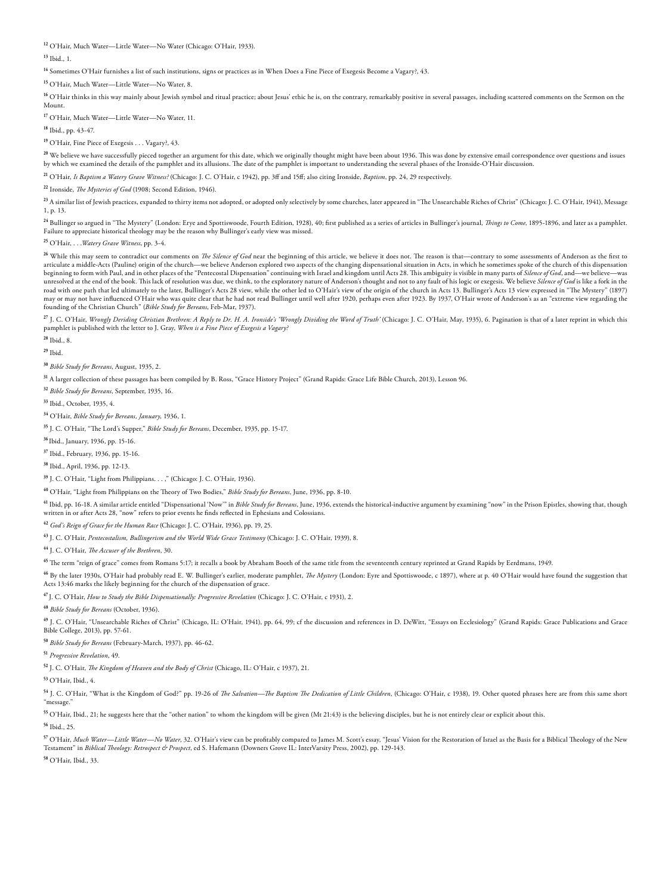[12] O'Hair, Much Water—Little Water—No Water (Chicago: O'Hair, 1933).

[13] Ibid., 1.

[14] Sometimes O'Hair furnishes a list of such institutions, signs or practices as in When Does a Fine Piece of Exegesis Become a Vagary?, 43.

[15] O'Hair, Much Water—Little Water—No Water, 8.

[16] O'Hair thinks in this way mainly about Jewish symbol and ritual practice; about Jesus' ethic he is, on the contrary, remarkably positive in several passages, including scattered comments on the Sermon on the Mount.

[17] O'Hair, Much Water—Little Water—No Water, 11.

[18] Ibid., pp. 43-47.

[19] O'Hair, Fine Piece of Exegesis . . . Vagary?, 43.

[20] We believe we have successfully pieced together an argument for this date, which we originally thought might have been about 1936. This was done by extensive email correspondence over questions and issues by which we examined the details of the pamphlet and its allusions. The date of the pamphlet is important to understanding the several phases of the Ironside-O'Hair discussion.

[21] O'Hair, *Is Baptism a Watery Grave Witness?* (Chicago: J. C. O'Hair, c 1942), pp. 3ff and 15ff; also citing Ironside, *Baptism*, pp. 24, 29 respectively.

[22] Ironside, *The Mysteries of God* (1908; Second Edition, 1946).

[23] A similar list of Jewish practices, expanded to thirty items not adopted, or adopted only selectively by some churches, later appeared in "The Unsearchable Riches of Christ" (Chicago: J. C. O'Hair, 1941), Message 1, p. 13.

[24] Bullinger so argued in "The Mystery" (London: Erye and Spottiswoode, Fourth Edition, 1928), 40; first published as a series of articles in Bullinger's journal, *Things to Come*, 1895-1896, and later as a pamphlet. Failure to appreciate historical theology may be the reason why Bullinger's early view was missed.

[25] O'Hair, . . .*Watery Grave Witness*, pp. 3-4.

[26] While this may seem to contradict our comments on *The Silence of God* near the beginning of this article, we believe it does not. The reason is that—contrary to some assessments of Anderson as the first to articulate a middle-Acts (Pauline) origin of the church—we believe Anderson explored two aspects of the changing dispensational situation in Acts, in which he sometimes spoke of the church of this dispensation beginning to form with Paul, and in other places of the "Pentecostal Dispensation" continuing with Israel and kingdom until Acts 28. This ambiguity is visible in many parts of *Silence of God*, and—we believe—was unresolved at the end of the book. This lack of resolution was due, we think, to the exploratory nature of Anderson's thought and not to any fault of his logic or exegesis. We believe *Silence of God* is like a fork in the road with one path that led ultimately to the later, Bullinger's Acts 28 view, while the other led to O'Hair's view of the origin of the church in Acts 13. Bullinger's Acts 13 view expressed in "The Mystery" (1897) may or may not have influenced O'Hair who was quite clear that he had not read Bullinger until well after 1920, perhaps even after 1923. By 1937, O'Hair wrote of Anderson's as an "extreme view regarding the founding of the Christian Church" (*Bible Study for Bereans*, Feb-Mar, 1937).

[27] J. C. O'Hair, *Wrongly Deriding Christian Brethren: A Reply to Dr. H. A. Ironside's 'Wrongly Dividing the Word of Truth'* (Chicago: J. C. O'Hair, May, 1935), 6. Pagination is that of a later reprint in which this pamphlet is published with the letter to J. Gray, *When is a Fine Piece of Exegesis a Vagary?*

[28] Ibid., 8.

[29] Ibid.

[30] *Bible Study for Bereans*, August, 1935, 2.

[31] A larger collection of these passages has been compiled by B. Ross, "Grace History Project" (Grand Rapids: Grace Life Bible Church, 2013), Lesson 96.

[32] *Bible Study for Bereans*, September, 1935, 16.

[33] Ibid., October, 1935, 4.

[34] O'Hair, *Bible Study for Bereans, January*, 1936, 1.

[35] J. C. O'Hair, "The Lord's Supper," *Bible Study for Bereans*, December, 1935, pp. 15-17.

[36] Ibid., January, 1936, pp. 15-16.

[37] Ibid., February, 1936, pp. 15-16.

[38] Ibid., April, 1936, pp. 12-13.

[39] J. C. O'Hair, "Light from Philippians. . . ," (Chicago: J. C. O'Hair, 1936).

[40] O'Hair, "Light from Philippians on the Theory of Two Bodies," *Bible Study for Bereans*, June, 1936, pp. 8-10.

[41] Ibid, pp. 16-18. A similar article entitled "Dispensational 'Now'" in *Bible Study for Bereans*, June, 1936, extends the historical-inductive argument by examining "now" in the Prison Epistles, showing that, though written in or after Acts 28, "now" refers to prior events he finds reflected in Ephesians and Colossians.

[42] *God's Reign of Grace for the Human Race* (Chicago: J. C. O'Hair, 1936), pp. 19, 25.

[43] J. C. O'Hair, *Pentecostalism, Bullingerism and the World Wide Grace Testimony* (Chicago: J. C. O'Hair, 1939), 8.

[44] J. C. O'Hair, *The Accuser of the Brethren*, 30.

[45] The term "reign of grace" comes from Romans 5:17; it recalls a book by Abraham Booth of the same title from the seventeenth century reprinted at Grand Rapids by Eerdmans, 1949.

[46] By the later 1930s, O'Hair had probably read E. W. Bullinger's earlier, moderate pamphlet, *The Mystery* (London: Eyre and Spottiswoode, c 1897), where at p. 40 O'Hair would have found the suggestion that Acts 13:46 marks the likely beginning for the church of the dispensation of grace.

[47] J. C. O'Hair, *How to Study the Bible Dispensationally: Progressive Revelation* (Chicago: J. C. O'Hair, c 1931), 2.

[48] *Bible Study for Bereans* (October, 1936).

[49] J. C. O'Hair, "Unsearchable Riches of Christ" (Chicago, IL: O'Hair, 1941), pp. 64, 99; cf the discussion and references in D. DeWitt, "Essays on Ecclesiology" (Grand Rapids: Grace Publications and Grace Bible College, 2013), pp. 57-61.

[50] *Bible Study for Bereans* (February-March, 1937), pp. 46-62.

[51] *Progressive Revelation*, 49.

[52] J. C. O'Hair, *The Kingdom of Heaven and the Body of Christ* (Chicago, IL: O'Hair, c 1937), 21.

[53] O'Hair, Ibid., 4.

[54] J. C. O'Hair, "What is the Kingdom of God?" pp. 19-26 of *The Salvation—The Baptism The Dedication of Little Children*, (Chicago: O'Hair, c 1938), 19. Other quoted phrases here are from this same short "message."

[55] O'Hair, Ibid., 21; he suggests here that the "other nation" to whom the kingdom will be given (Mt 21:43) is the believing disciples, but he is not entirely clear or explicit about this.

[56] Ibid., 25.

[57] O'Hair, *Much Water—Little Water—No Water*, 32. O'Hair's view can be profitably compared to James M. Scott's essay, "Jesus' Vision for the Restoration of Israel as the Basis for a Biblical Theology of the New Testament" in *Biblical Theology: Retrospect & Prospect*, ed S. Hafemann (Downers Grove IL: InterVarsity Press, 2002), pp. 129-143.

[58] O'Hair, Ibid., 33.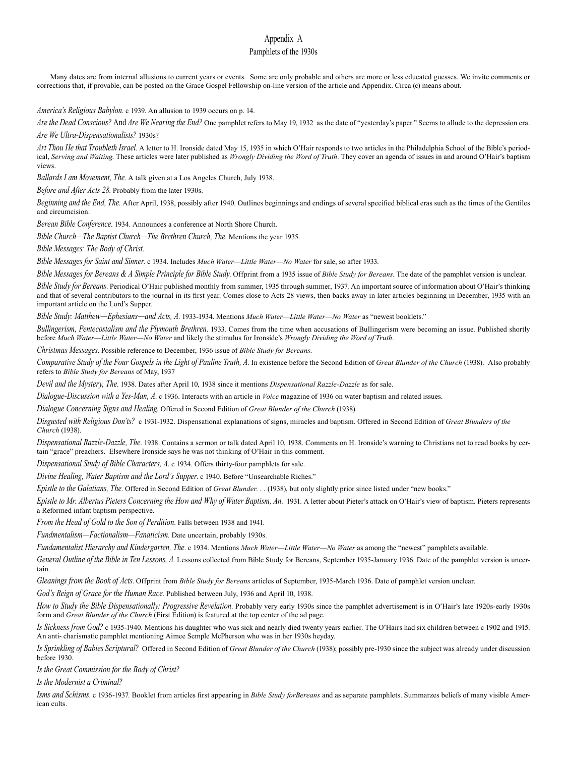# Appendix A

## Pamphlets of the 1930s

Many dates are from internal allusions to current years or events. Some are only probable and others are more or less educated guesses. We invite comments or corrections that, if provable, can be posted on the Grace Gospel Fellowship on-line version of the article and Appendix. Circa (c) means about.

*America's Religious Babylon*. c 1939. An allusion to 1939 occurs on p. 14.

*Are the Dead Conscious?* And *Are We Nearing the End?* One pamphlet refers to May 19, 1932 as the date of "yesterday's paper." Seems to allude to the depression era.

*Are We Ultra-Dispensationalists?* 1930s?

*Art Thou He that Troubleth Israel*. A letter to H. Ironside dated May 15, 1935 in which O'Hair responds to two articles in the Philadelphia School of the Bible's periodical, *Serving and Waiting*. These articles were later published as *Wrongly Dividing the Word of Truth*. They cover an agenda of issues in and around O'Hair's baptism views.

*Ballards I am Movement, The*. A talk given at a Los Angeles Church, July 1938.

*Before and After Acts 28*. Probably from the later 1930s.

*Beginning and the End, The*. After April, 1938, possibly after 1940. Outlines beginnings and endings of several specified biblical eras such as the times of the Gentiles and circumcision.

*Berean Bible Conference*. 1934. Announces a conference at North Shore Church.

*Bible Church—The Baptist Church—The Brethren Church, The*. Mentions the year 1935.

*Bible Messages: The Body of Christ.*

*Bible Messages for Saint and Sinner*. c 1934. Includes *Much Water—Little Water—No Water* for sale, so after 1933.

*Bible Messages for Bereans & A Simple Principle for Bible Study*. Offprint from a 1935 issue of *Bible Study for Bereans*. The date of the pamphlet version is unclear.

*Bible Study for Bereans*. Periodical O'Hair published monthly from summer, 1935 through summer, 1937. An important source of information about O'Hair's thinking and that of several contributors to the journal in its first year. Comes close to Acts 28 views, then backs away in later articles beginning in December, 1935 with an important article on the Lord's Supper.

*Bible Study: Matthew—Ephesians—and Acts, A*. 1933-1934. Mentions *Much Water—Little Water—No Water* as "newest booklets."

*Bullingerism, Pentecostalism and the Plymouth Brethren*. 1933. Comes from the time when accusations of Bullingerism were becoming an issue. Published shortly before *Much Water—Little Water—No Water* and likely the stimulus for Ironside's *Wrongly Dividing the Word of Truth*.

*Christmas Messages*. Possible reference to December, 1936 issue of *Bible Study for Bereans*.

*Comparative Study of the Four Gospels in the Light of Pauline Truth, A*. In existence before the Second Edition of *Great Blunder of the Church* (1938). Also probably refers to *Bible Study for Bereans* of May, 1937

*Devil and the Mystery, The*. 1938. Dates after April 10, 1938 since it mentions *Dispensational Razzle-Dazzle* as for sale.

*Dialogue-Discussion with a Yes-Man, A*. c 1936. Interacts with an article in *Voice* magazine of 1936 on water baptism and related issues.

*Dialogue Concerning Signs and Healing*. Offered in Second Edition of *Great Blunder of the Church* (1938).

*Disgusted with Religious Don'ts?* c 1931-1932. Dispensational explanations of signs, miracles and baptism. Offered in Second Edition of *Great Blunders of the Church* (1938).

*Dispensational Razzle-Dazzle, The*. 1938. Contains a sermon or talk dated April 10, 1938. Comments on H. Ironside's warning to Christians not to read books by certain "grace" preachers. Elsewhere Ironside says he was not thinking of O'Hair in this comment.

*Dispensational Study of Bible Characters, A*. c 1934. Offers thirty-four pamphlets for sale.

*Divine Healing, Water Baptism and the Lord's Supper*. c 1940. Before "Unsearchable Riches."

*Epistle to the Galatians, The*. Offered in Second Edition of *Great Blunder. . .* (1938), but only slightly prior since listed under "new books."

*Epistle to Mr. Albertus Pieters Concerning the How and Why of Water Baptism, An*. 1931. A letter about Pieter's attack on O'Hair's view of baptism. Pieters represents a Reformed infant baptism perspective.

*From the Head of Gold to the Son of Perdition*. Falls between 1938 and 1941.

*Fundmentalism—Factionalism—Fanaticism*. Date uncertain, probably 1930s.

*Fundamentalist Hierarchy and Kindergarten, The*. c 1934. Mentions *Much Water—Little Water—No Water* as among the "newest" pamphlets available.

*General Outline of the Bible in Ten Lessons, A*. Lessons collected from Bible Study for Bereans, September 1935-January 1936. Date of the pamphlet version is uncertain.

*Gleanings from the Book of Acts*. Offprint from *Bible Study for Bereans* articles of September, 1935-March 1936. Date of pamphlet version unclear.

*God's Reign of Grace for the Human Race*. Published between July, 1936 and April 10, 1938.

*How to Study the Bible Dispensationally: Progressive Revelation*. Probably very early 1930s since the pamphlet advertisement is in O'Hair's late 1920s-early 1930s form and *Great Blunder of the Church* (First Edition) is featured at the top center of the ad page.

*Is Sickness from God?* c 1935-1940. Mentions his daughter who was sick and nearly died twenty years earlier. The O'Hairs had six children between c 1902 and 1915. An anti- charismatic pamphlet mentioning Aimee Semple McPherson who was in her 1930s heyday.

*Is Sprinkling of Babies Scriptural?* Offered in Second Edition of *Great Blunder of the Church* (1938); possibly pre-1930 since the subject was already under discussion before 1930.

*Is the Great Commission for the Body of Christ?*

*Is the Modernist a Criminal?*

*Isms and Schisms*. c 1936-1937. Booklet from articles first appearing in *Bible Study forBereans* and as separate pamphlets. Summarzes beliefs of many visible American cults.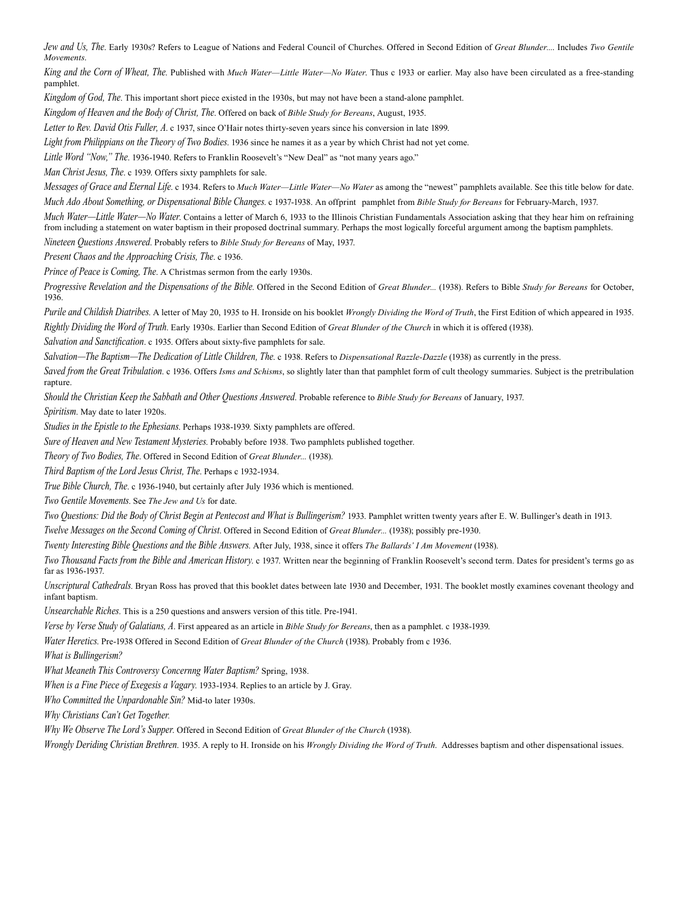*Jew and Us, The*. Early 1930s? Refers to League of Nations and Federal Council of Churches. Offered in Second Edition of *Great Blunder....* Includes *Two Gentile Movements*.

*King and the Corn of Wheat, The*. Published with *Much Water—Little Water—No Water*. Thus c 1933 or earlier. May also have been circulated as a free-standing pamphlet.

*Kingdom of God, The*. This important short piece existed in the 1930s, but may not have been a stand-alone pamphlet.

*Kingdom of Heaven and the Body of Christ, The*. Offered on back of *Bible Study for Bereans*, August, 1935.

*Letter to Rev. David Otis Fuller, A*. c 1937, since O'Hair notes thirty-seven years since his conversion in late 1899.

*Light from Philippians on the Theory of Two Bodies*. 1936 since he names it as a year by which Christ had not yet come.

*Little Word "Now," The*. 1936-1940. Refers to Franklin Roosevelt's "New Deal" as "not many years ago."

*Man Christ Jesus, The*. c 1939. Offers sixty pamphlets for sale.

*Messages of Grace and Eternal Life*. c 1934. Refers to *Much Water—Little Water—No Water* as among the "newest" pamphlets available. See this title below for date.

*Much Ado About Something, or Dispensational Bible Changes*. c 1937-1938. An offprint pamphlet from *Bible Study for Bereans* for February-March, 1937.

*Much Water—Little Water—No Water*. Contains a letter of March 6, 1933 to the Illinois Christian Fundamentals Association asking that they hear him on refraining from including a statement on water baptism in their proposed doctrinal summary. Perhaps the most logically forceful argument among the baptism pamphlets.

*Nineteen Questions Answered*. Probably refers to *Bible Study for Bereans* of May, 1937.

*Present Chaos and the Approaching Crisis, The*. c 1936.

*Prince of Peace is Coming, The*. A Christmas sermon from the early 1930s.

*Progressive Revelation and the Dispensations of the Bible*. Offered in the Second Edition of *Great Blunder...* (1938). Refers to Bible *Study for Bereans* for October, 1936.

*Purile and Childish Diatribes*. A letter of May 20, 1935 to H. Ironside on his booklet *Wrongly Dividing the Word of Truth*, the First Edition of which appeared in 1935.

*Rightly Dividing the Word of Truth*. Early 1930s. Earlier than Second Edition of *Great Blunder of the Church* in which it is offered (1938).

*Salvation and Sanctification*. c 1935. Offers about sixty-five pamphlets for sale.

*Salvation—The Baptism—The Dedication of Little Children, The*. c 1938. Refers to *Dispensational Razzle-Dazzle* (1938) as currently in the press.

*Saved from the Great Tribulation*. c 1936. Offers *Isms and Schisms*, so slightly later than that pamphlet form of cult theology summaries. Subject is the pretribulation rapture.

*Should the Christian Keep the Sabbath and Other Questions Answered*. Probable reference to *Bible Study for Bereans* of January, 1937.

*Spiritism*. May date to later 1920s.

*Studies in the Epistle to the Ephesians*. Perhaps 1938-1939. Sixty pamphlets are offered.

*Sure of Heaven and New Testament Mysteries*. Probably before 1938. Two pamphlets published together.

*Theory of Two Bodies, The*. Offered in Second Edition of *Great Blunder...* (1938).

*Third Baptism of the Lord Jesus Christ, The*. Perhaps c 1932-1934.

*True Bible Church, The*. c 1936-1940, but certainly after July 1936 which is mentioned.

*Two Gentile Movements*. See *The Jew and Us* for date.

*Two Questions: Did the Body of Christ Begin at Pentecost and What is Bullingerism?* 1933. Pamphlet written twenty years after E. W. Bullinger's death in 1913.

*Twelve Messages on the Second Coming of Christ*. Offered in Second Edition of *Great Blunder...* (1938); possibly pre-1930.

*Twenty Interesting Bible Questions and the Bible Answers*. After July, 1938, since it offers *The Ballards' I Am Movement* (1938).

*Two Thousand Facts from the Bible and American History*. c 1937. Written near the beginning of Franklin Roosevelt's second term. Dates for president's terms go as far as 1936-1937.

*Unscriptural Cathedrals*. Bryan Ross has proved that this booklet dates between late 1930 and December, 1931. The booklet mostly examines covenant theology and infant baptism.

*Unsearchable Riches*. This is a 250 questions and answers version of this title. Pre-1941.

*Verse by Verse Study of Galatians, A*. First appeared as an article in *Bible Study for Bereans*, then as a pamphlet. c 1938-1939.

*Water Heretics*. Pre-1938 Offered in Second Edition of *Great Blunder of the Church* (1938). Probably from c 1936.

*What is Bullingerism?*

*What Meaneth This Controversy Concernng Water Baptism?* Spring, 1938.

*When is a Fine Piece of Exegesis a Vagary*. 1933-1934. Replies to an article by J. Gray.

*Who Committed the Unpardonable Sin?* Mid-to later 1930s.

*Why Christians Can't Get Together*.

*Why We Observe The Lord's Supper*. Offered in Second Edition of *Great Blunder of the Church* (1938).

*Wrongly Deriding Christian Brethren*. 1935. A reply to H. Ironside on his *Wrongly Dividing the Word of Truth*. Addresses baptism and other dispensational issues.